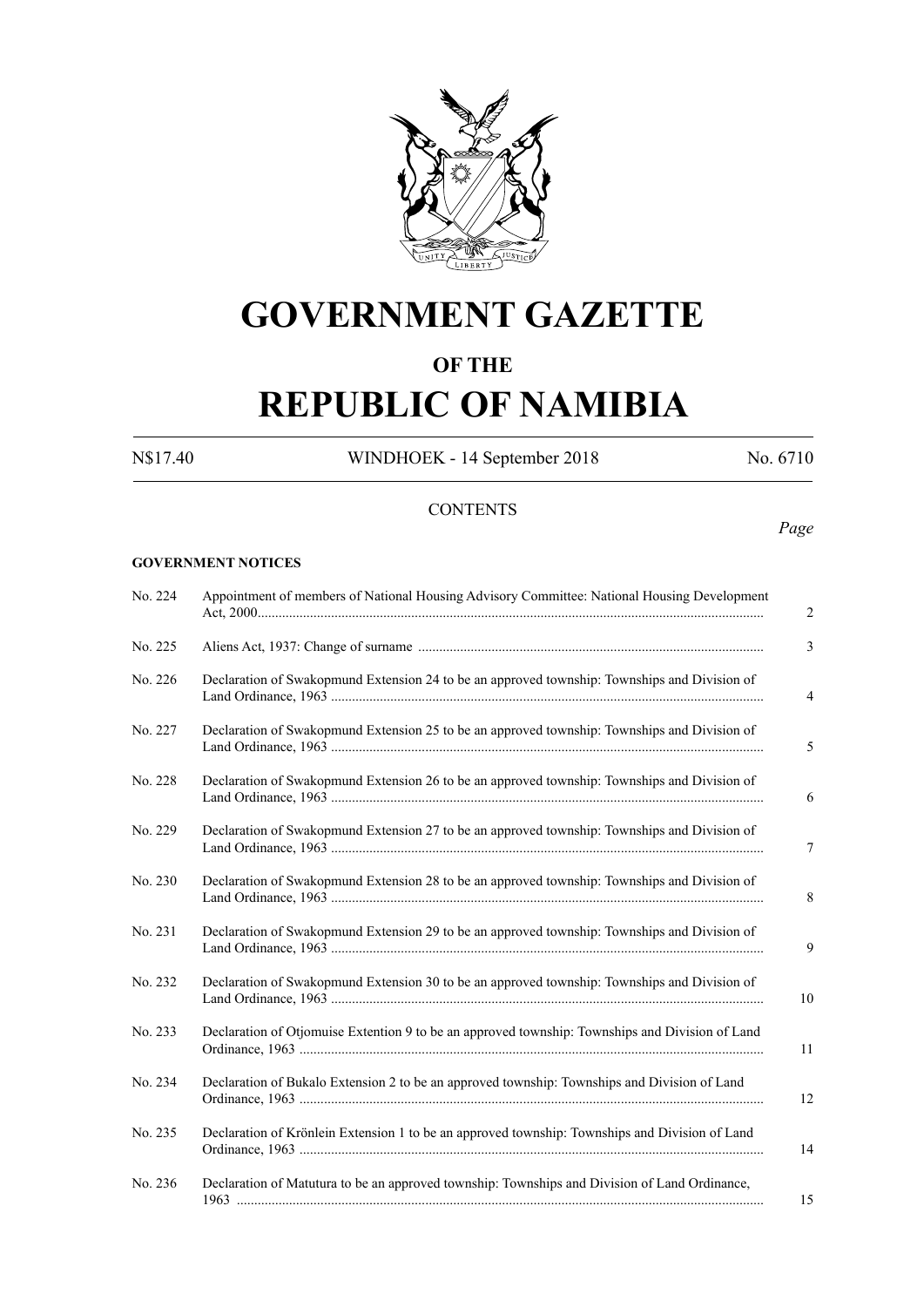# GOVERNMENT GAZETTE

## OF THE

# REPUBLIC OF NAMIBIA

N$17.40 WINDHOEK - 14 September 2018 No. 6710

CONTENTS

*Page*

**GOVERNMENT NOTICES**

| | | |
|---|---|---|
| No. 224 | Appointment of members of National Housing Advisory Committee: National Housing Development Act, 2000 | 2 |
| No. 225 | Aliens Act, 1937: Change of surname | 3 |
| No. 226 | Declaration of Swakopmund Extension 24 to be an approved township: Townships and Division of Land Ordinance, 1963 | 4 |
| No. 227 | Declaration of Swakopmund Extension 25 to be an approved township: Townships and Division of Land Ordinance, 1963 | 5 |
| No. 228 | Declaration of Swakopmund Extension 26 to be an approved township: Townships and Division of Land Ordinance, 1963 | 6 |
| No. 229 | Declaration of Swakopmund Extension 27 to be an approved township: Townships and Division of Land Ordinance, 1963 | 7 |
| No. 230 | Declaration of Swakopmund Extension 28 to be an approved township: Townships and Division of Land Ordinance, 1963 | 8 |
| No. 231 | Declaration of Swakopmund Extension 29 to be an approved township: Townships and Division of Land Ordinance, 1963 | 9 |
| No. 232 | Declaration of Swakopmund Extension 30 to be an approved township: Townships and Division of Land Ordinance, 1963 | 10 |
| No. 233 | Declaration of Otjomuise Extention 9 to be an approved township: Townships and Division of Land Ordinance, 1963 | 11 |
| No. 234 | Declaration of Bukalo Extension 2 to be an approved township: Townships and Division of Land Ordinance, 1963 | 12 |
| No. 235 | Declaration of Krönlein Extension 1 to be an approved township: Townships and Division of Land Ordinance, 1963 | 14 |
| No. 236 | Declaration of Matutura to be an approved township: Townships and Division of Land Ordinance, 1963 | 15 |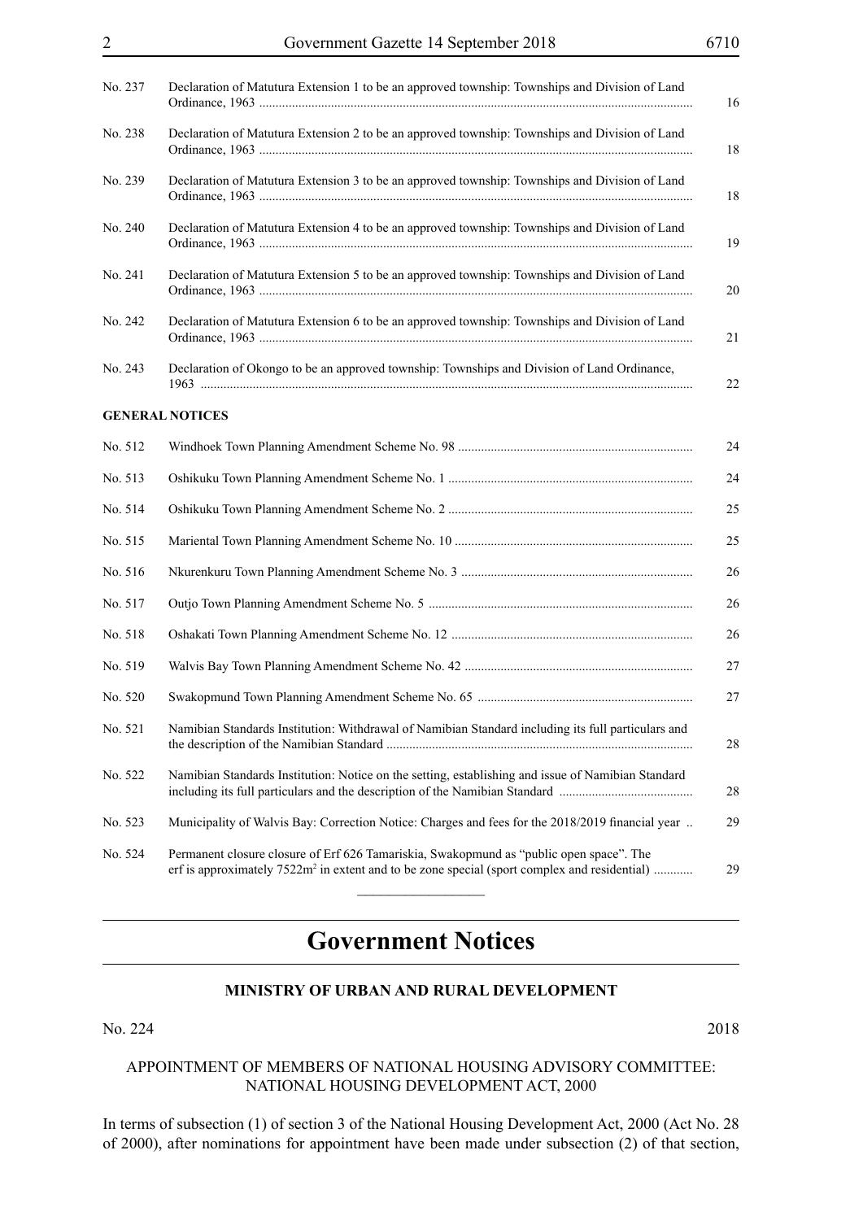| | | |
|---|---|---|
| No. 237 | Declaration of Matutura Extension 1 to be an approved township: Townships and Division of Land Ordinance, 1963 | 16 |
| No. 238 | Declaration of Matutura Extension 2 to be an approved township: Townships and Division of Land Ordinance, 1963 | 18 |
| No. 239 | Declaration of Matutura Extension 3 to be an approved township: Townships and Division of Land Ordinance, 1963 | 18 |
| No. 240 | Declaration of Matutura Extension 4 to be an approved township: Townships and Division of Land Ordinance, 1963 | 19 |
| No. 241 | Declaration of Matutura Extension 5 to be an approved township: Townships and Division of Land Ordinance, 1963 | 20 |
| No. 242 | Declaration of Matutura Extension 6 to be an approved township: Townships and Division of Land Ordinance, 1963 | 21 |
| No. 243 | Declaration of Okongo to be an approved township: Townships and Division of Land Ordinance, 1963 | 22 |

**GENERAL NOTICES**

| | | |
|---|---|---|
| No. 512 | Windhoek Town Planning Amendment Scheme No. 98 | 24 |
| No. 513 | Oshikuku Town Planning Amendment Scheme No. 1 | 24 |
| No. 514 | Oshikuku Town Planning Amendment Scheme No. 2 | 25 |
| No. 515 | Mariental Town Planning Amendment Scheme No. 10 | 25 |
| No. 516 | Nkurenkuru Town Planning Amendment Scheme No. 3 | 26 |
| No. 517 | Outjo Town Planning Amendment Scheme No. 5 | 26 |
| No. 518 | Oshakati Town Planning Amendment Scheme No. 12 | 26 |
| No. 519 | Walvis Bay Town Planning Amendment Scheme No. 42 | 27 |
| No. 520 | Swakopmund Town Planning Amendment Scheme No. 65 | 27 |
| No. 521 | Namibian Standards Institution: Withdrawal of Namibian Standard including its full particulars and the description of the Namibian Standard | 28 |
| No. 522 | Namibian Standards Institution: Notice on the setting, establishing and issue of Namibian Standard including its full particulars and the description of the Namibian Standard | 28 |
| No. 523 | Municipality of Walvis Bay: Correction Notice: Charges and fees for the 2018/2019 financial year | 29 |
| No. 524 | Permanent closure closure of Erf 626 Tamariskia, Swakopmund as "public open space". The erf is approximately 7522m² in extent and to be zone special (sport complex and residential) | 29 |

# Government Notices

## MINISTRY OF URBAN AND RURAL DEVELOPMENT

No. 224 2018

### APPOINTMENT OF MEMBERS OF NATIONAL HOUSING ADVISORY COMMITTEE: NATIONAL HOUSING DEVELOPMENT ACT, 2000

In terms of subsection (1) of section 3 of the National Housing Development Act, 2000 (Act No. 28 of 2000), after nominations for appointment have been made under subsection (2) of that section,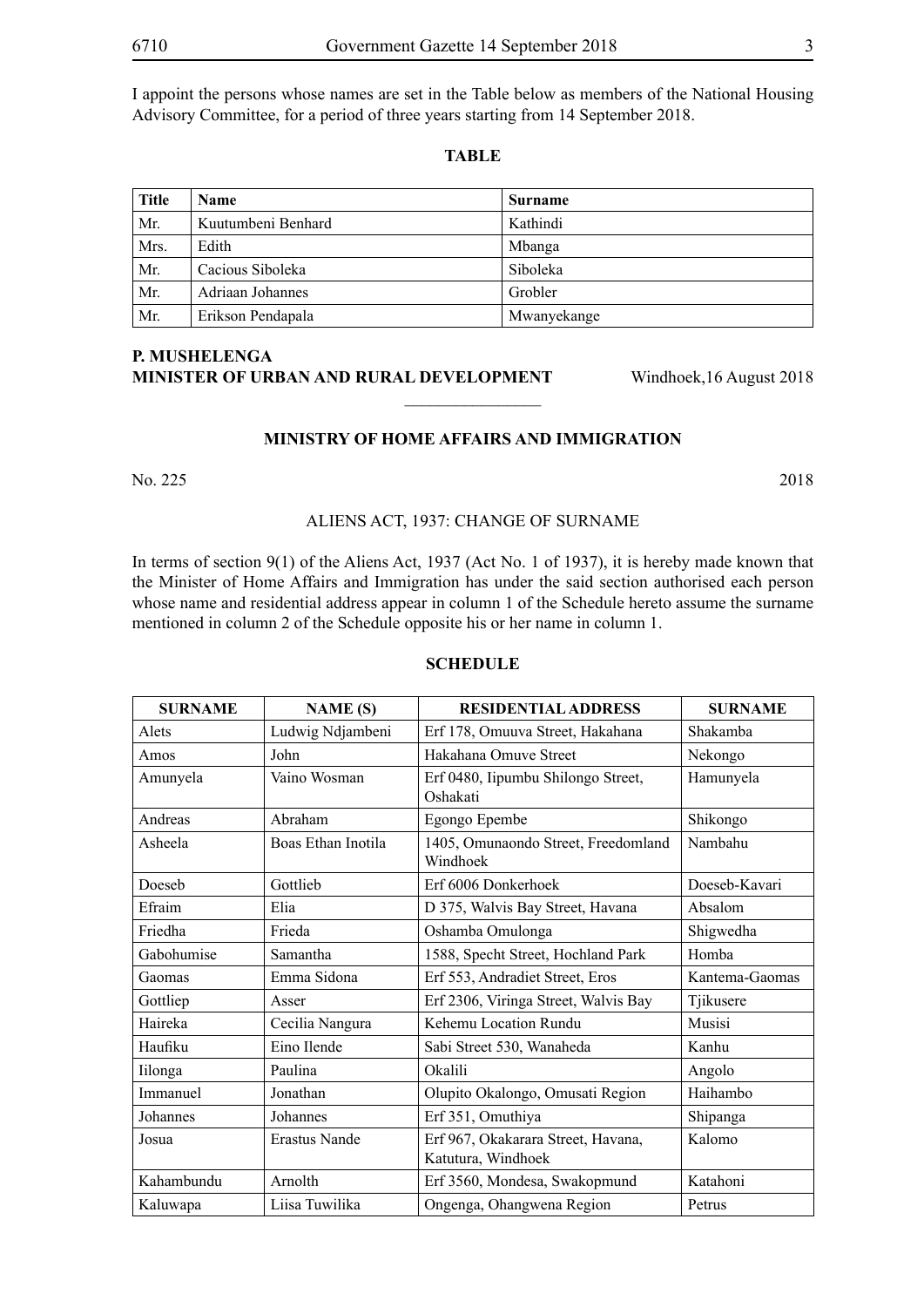I appoint the persons whose names are set in the Table below as members of the National Housing Advisory Committee, for a period of three years starting from 14 September 2018.

**TABLE**

| Title | Name | Surname |
|---|---|---|
| Mr. | Kuutumbeni Benhard | Kathindi |
| Mrs. | Edith | Mbanga |
| Mr. | Cacious Siboleka | Siboleka |
| Mr. | Adriaan Johannes | Grobler |
| Mr. | Erikson Pendapala | Mwanyekange |

**P. MUSHELENGA**
**MINISTER OF URBAN AND RURAL DEVELOPMENT** Windhoek,16 August 2018

________________

**MINISTRY OF HOME AFFAIRS AND IMMIGRATION**

No. 225 2018

ALIENS ACT, 1937: CHANGE OF SURNAME

In terms of section 9(1) of the Aliens Act, 1937 (Act No. 1 of 1937), it is hereby made known that the Minister of Home Affairs and Immigration has under the said section authorised each person whose name and residential address appear in column 1 of the Schedule hereto assume the surname mentioned in column 2 of the Schedule opposite his or her name in column 1.

**SCHEDULE**

| SURNAME | NAME (S) | RESIDENTIAL ADDRESS | SURNAME |
|---|---|---|---|
| Alets | Ludwig Ndjambeni | Erf 178, Omuuva Street, Hakahana | Shakamba |
| Amos | John | Hakahana Omuve Street | Nekongo |
| Amunyela | Vaino Wosman | Erf 0480, Iipumbu Shilongo Street, Oshakati | Hamunyela |
| Andreas | Abraham | Egongo Epembe | Shikongo |
| Asheela | Boas Ethan Inotila | 1405, Omunaondo Street, Freedomland Windhoek | Nambahu |
| Doeseb | Gottlieb | Erf 6006 Donkerhoek | Doeseb-Kavari |
| Efraim | Elia | D 375, Walvis Bay Street, Havana | Absalom |
| Friedha | Frieda | Oshamba Omulonga | Shigwedha |
| Gabohumise | Samantha | 1588, Specht Street, Hochland Park | Homba |
| Gaomas | Emma Sidona | Erf 553, Andradiet Street, Eros | Kantema-Gaomas |
| Gottliep | Asser | Erf 2306, Viringa Street, Walvis Bay | Tjikusere |
| Haireka | Cecilia Nangura | Kehemu Location Rundu | Musisi |
| Haufiku | Eino Ilende | Sabi Street 530, Wanaheda | Kanhu |
| Iilonga | Paulina | Okalili | Angolo |
| Immanuel | Jonathan | Olupito Okalongo, Omusati Region | Haihambo |
| Johannes | Johannes | Erf 351, Omuthiya | Shipanga |
| Josua | Erastus Nande | Erf 967, Okakarara Street, Havana, Katutura, Windhoek | Kalomo |
| Kahambundu | Arnolth | Erf 3560, Mondesa, Swakopmund | Katahoni |
| Kaluwapa | Liisa Tuwilika | Ongenga, Ohangwena Region | Petrus |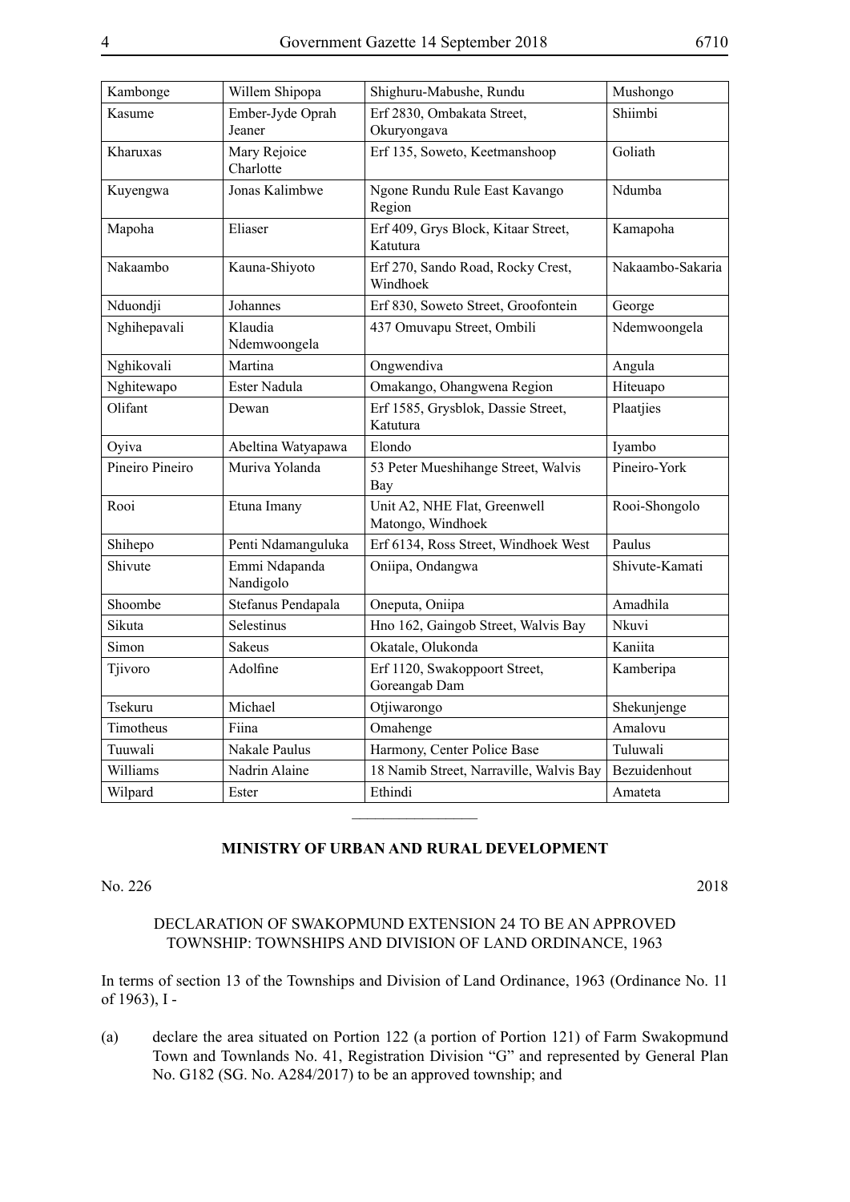| Kambonge | Willem Shipopa | Shighuru-Mabushe, Rundu | Mushongo |
|---|---|---|---|
| Kasume | Ember-Jyde Oprah Jeaner | Erf 2830, Ombakata Street, Okuryongava | Shiimbi |
| Kharuxas | Mary Rejoice Charlotte | Erf 135, Soweto, Keetmanshoop | Goliath |
| Kuyengwa | Jonas Kalimbwe | Ngone Rundu Rule East Kavango Region | Ndumba |
| Mapoha | Eliaser | Erf 409, Grys Block, Kitaar Street, Katutura | Kamapoha |
| Nakaambo | Kauna-Shiyoto | Erf 270, Sando Road, Rocky Crest, Windhoek | Nakaambo-Sakaria |
| Nduondji | Johannes | Erf 830, Soweto Street, Groofontein | George |
| Nghihepavali | Klaudia Ndemwoongela | 437 Omuvapu Street, Ombili | Ndemwoongela |
| Nghikovali | Martina | Ongwendiva | Angula |
| Nghitewapo | Ester Nadula | Omakango, Ohangwena Region | Hiteuapo |
| Olifant | Dewan | Erf 1585, Grysblok, Dassie Street, Katutura | Plaatjies |
| Oyiva | Abeltina Watyapawa | Elondo | Iyambo |
| Pineiro Pineiro | Muriva Yolanda | 53 Peter Mueshihange Street, Walvis Bay | Pineiro-York |
| Rooi | Etuna Imany | Unit A2, NHE Flat, Greenwell Matongo, Windhoek | Rooi-Shongolo |
| Shihepo | Penti Ndamanguluka | Erf 6134, Ross Street, Windhoek West | Paulus |
| Shivute | Emmi Ndapanda Nandigolo | Oniipa, Ondangwa | Shivute-Kamati |
| Shoombe | Stefanus Pendapala | Oneputa, Oniipa | Amadhila |
| Sikuta | Selestinus | Hno 162, Gaingob Street, Walvis Bay | Nkuvi |
| Simon | Sakeus | Okatale, Olukonda | Kaniita |
| Tjivoro | Adolfine | Erf 1120, Swakoppoort Street, Goreangab Dam | Kamberipa |
| Tsekuru | Michael | Otjiwarongo | Shekunjenge |
| Timotheus | Fiina | Omahenge | Amalovu |
| Tuuwali | Nakale Paulus | Harmony, Center Police Base | Tuluwali |
| Williams | Nadrin Alaine | 18 Namib Street, Narraville, Walvis Bay | Bezuidenhout |
| Wilpard | Ester | Ethindi | Amateta |

________________

**MINISTRY OF URBAN AND RURAL DEVELOPMENT**

No. 226 2018

DECLARATION OF SWAKOPMUND EXTENSION 24 TO BE AN APPROVED TOWNSHIP: TOWNSHIPS AND DIVISION OF LAND ORDINANCE, 1963

In terms of section 13 of the Townships and Division of Land Ordinance, 1963 (Ordinance No. 11 of 1963), I -

(a) declare the area situated on Portion 122 (a portion of Portion 121) of Farm Swakopmund Town and Townlands No. 41, Registration Division "G" and represented by General Plan No. G182 (SG. No. A284/2017) to be an approved township; and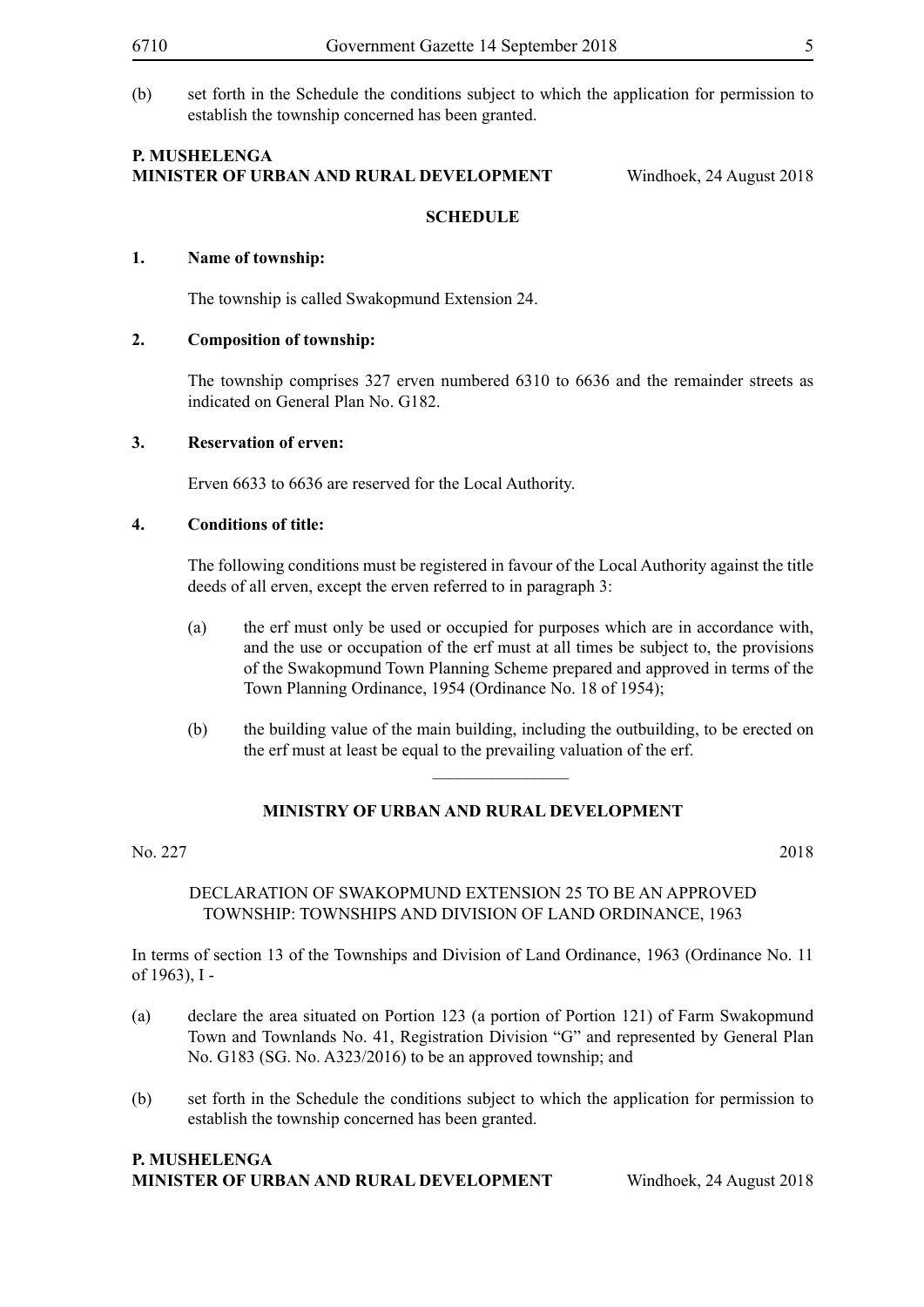(b) set forth in the Schedule the conditions subject to which the application for permission to establish the township concerned has been granted.

**P. MUSHELENGA**
**MINISTER OF URBAN AND RURAL DEVELOPMENT** Windhoek, 24 August 2018

**SCHEDULE**

**1. Name of township:**

The township is called Swakopmund Extension 24.

**2. Composition of township:**

The township comprises 327 erven numbered 6310 to 6636 and the remainder streets as indicated on General Plan No. G182.

**3. Reservation of erven:**

Erven 6633 to 6636 are reserved for the Local Authority.

**4. Conditions of title:**

The following conditions must be registered in favour of the Local Authority against the title deeds of all erven, except the erven referred to in paragraph 3:

(a) the erf must only be used or occupied for purposes which are in accordance with, and the use or occupation of the erf must at all times be subject to, the provisions of the Swakopmund Town Planning Scheme prepared and approved in terms of the Town Planning Ordinance, 1954 (Ordinance No. 18 of 1954);

(b) the building value of the main building, including the outbuilding, to be erected on the erf must at least be equal to the prevailing valuation of the erf.

---

**MINISTRY OF URBAN AND RURAL DEVELOPMENT**

No. 227 2018

DECLARATION OF SWAKOPMUND EXTENSION 25 TO BE AN APPROVED TOWNSHIP: TOWNSHIPS AND DIVISION OF LAND ORDINANCE, 1963

In terms of section 13 of the Townships and Division of Land Ordinance, 1963 (Ordinance No. 11 of 1963), I -

(a) declare the area situated on Portion 123 (a portion of Portion 121) of Farm Swakopmund Town and Townlands No. 41, Registration Division "G" and represented by General Plan No. G183 (SG. No. A323/2016) to be an approved township; and

(b) set forth in the Schedule the conditions subject to which the application for permission to establish the township concerned has been granted.

**P. MUSHELENGA**
**MINISTER OF URBAN AND RURAL DEVELOPMENT** Windhoek, 24 August 2018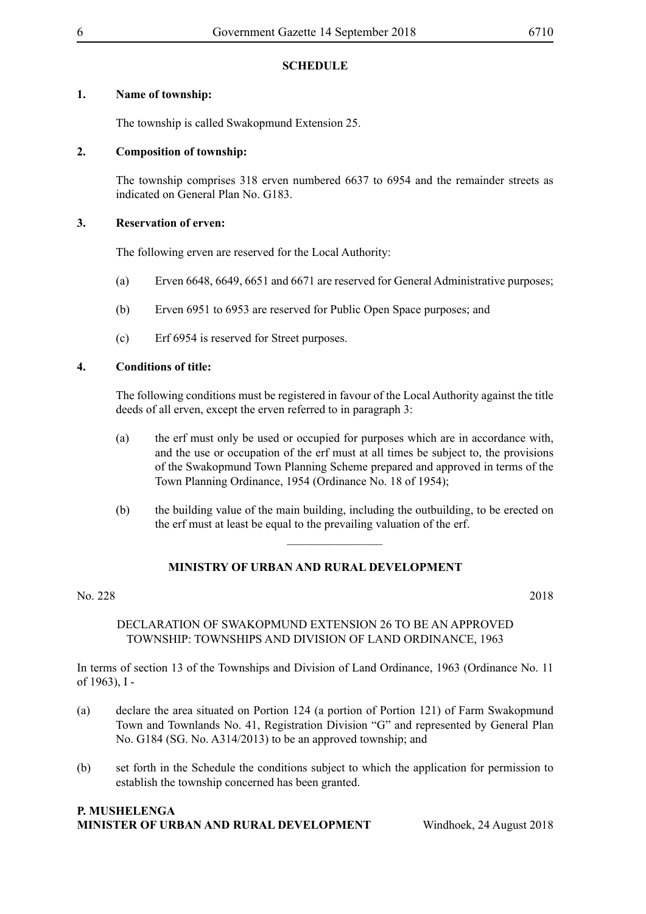## SCHEDULE

**1. Name of township:**

The township is called Swakopmund Extension 25.

**2. Composition of township:**

The township comprises 318 erven numbered 6637 to 6954 and the remainder streets as indicated on General Plan No. G183.

**3. Reservation of erven:**

The following erven are reserved for the Local Authority:

(a) Erven 6648, 6649, 6651 and 6671 are reserved for General Administrative purposes;

(b) Erven 6951 to 6953 are reserved for Public Open Space purposes; and

(c) Erf 6954 is reserved for Street purposes.

**4. Conditions of title:**

The following conditions must be registered in favour of the Local Authority against the title deeds of all erven, except the erven referred to in paragraph 3:

(a) the erf must only be used or occupied for purposes which are in accordance with, and the use or occupation of the erf must at all times be subject to, the provisions of the Swakopmund Town Planning Scheme prepared and approved in terms of the Town Planning Ordinance, 1954 (Ordinance No. 18 of 1954);

(b) the building value of the main building, including the outbuilding, to be erected on the erf must at least be equal to the prevailing valuation of the erf.

________________

## MINISTRY OF URBAN AND RURAL DEVELOPMENT

No. 228 2018

DECLARATION OF SWAKOPMUND EXTENSION 26 TO BE AN APPROVED TOWNSHIP: TOWNSHIPS AND DIVISION OF LAND ORDINANCE, 1963

In terms of section 13 of the Townships and Division of Land Ordinance, 1963 (Ordinance No. 11 of 1963), I -

(a) declare the area situated on Portion 124 (a portion of Portion 121) of Farm Swakopmund Town and Townlands No. 41, Registration Division "G" and represented by General Plan No. G184 (SG. No. A314/2013) to be an approved township; and

(b) set forth in the Schedule the conditions subject to which the application for permission to establish the township concerned has been granted.

**P. MUSHELENGA**
**MINISTER OF URBAN AND RURAL DEVELOPMENT** Windhoek, 24 August 2018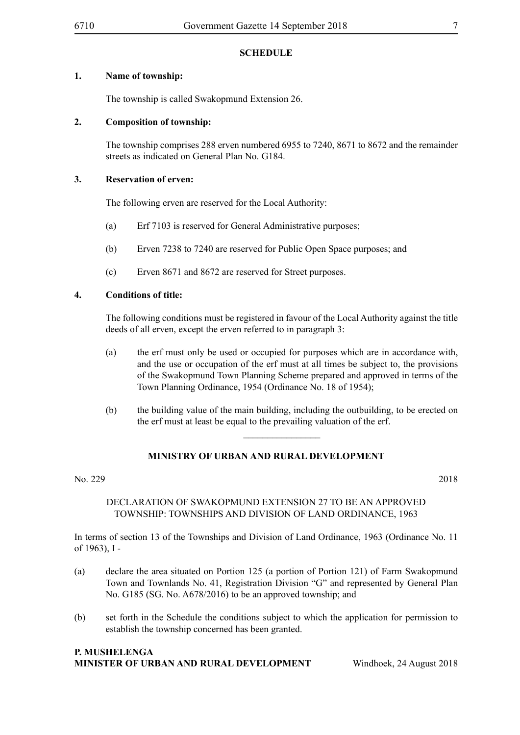**SCHEDULE**

**1. Name of township:**

The township is called Swakopmund Extension 26.

**2. Composition of township:**

The township comprises 288 erven numbered 6955 to 7240, 8671 to 8672 and the remainder streets as indicated on General Plan No. G184.

**3. Reservation of erven:**

The following erven are reserved for the Local Authority:

(a) Erf 7103 is reserved for General Administrative purposes;

(b) Erven 7238 to 7240 are reserved for Public Open Space purposes; and

(c) Erven 8671 and 8672 are reserved for Street purposes.

**4. Conditions of title:**

The following conditions must be registered in favour of the Local Authority against the title deeds of all erven, except the erven referred to in paragraph 3:

(a) the erf must only be used or occupied for purposes which are in accordance with, and the use or occupation of the erf must at all times be subject to, the provisions of the Swakopmund Town Planning Scheme prepared and approved in terms of the Town Planning Ordinance, 1954 (Ordinance No. 18 of 1954);

(b) the building value of the main building, including the outbuilding, to be erected on the erf must at least be equal to the prevailing valuation of the erf.

---

**MINISTRY OF URBAN AND RURAL DEVELOPMENT**

No. 229 2018

DECLARATION OF SWAKOPMUND EXTENSION 27 TO BE AN APPROVED TOWNSHIP: TOWNSHIPS AND DIVISION OF LAND ORDINANCE, 1963

In terms of section 13 of the Townships and Division of Land Ordinance, 1963 (Ordinance No. 11 of 1963), I -

(a) declare the area situated on Portion 125 (a portion of Portion 121) of Farm Swakopmund Town and Townlands No. 41, Registration Division "G" and represented by General Plan No. G185 (SG. No. A678/2016) to be an approved township; and

(b) set forth in the Schedule the conditions subject to which the application for permission to establish the township concerned has been granted.

**P. MUSHELENGA**
**MINISTER OF URBAN AND RURAL DEVELOPMENT** Windhoek, 24 August 2018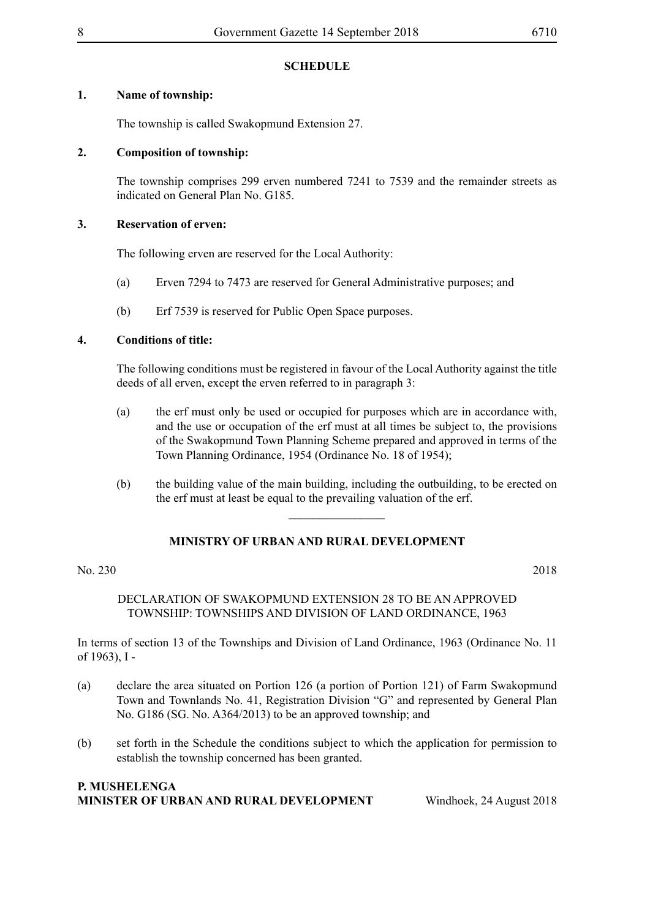## SCHEDULE

**1. Name of township:**

The township is called Swakopmund Extension 27.

**2. Composition of township:**

The township comprises 299 erven numbered 7241 to 7539 and the remainder streets as indicated on General Plan No. G185.

**3. Reservation of erven:**

The following erven are reserved for the Local Authority:

(a) Erven 7294 to 7473 are reserved for General Administrative purposes; and

(b) Erf 7539 is reserved for Public Open Space purposes.

**4. Conditions of title:**

The following conditions must be registered in favour of the Local Authority against the title deeds of all erven, except the erven referred to in paragraph 3:

(a) the erf must only be used or occupied for purposes which are in accordance with, and the use or occupation of the erf must at all times be subject to, the provisions of the Swakopmund Town Planning Scheme prepared and approved in terms of the Town Planning Ordinance, 1954 (Ordinance No. 18 of 1954);

(b) the building value of the main building, including the outbuilding, to be erected on the erf must at least be equal to the prevailing valuation of the erf.

________________

## MINISTRY OF URBAN AND RURAL DEVELOPMENT

No. 230 2018

DECLARATION OF SWAKOPMUND EXTENSION 28 TO BE AN APPROVED TOWNSHIP: TOWNSHIPS AND DIVISION OF LAND ORDINANCE, 1963

In terms of section 13 of the Townships and Division of Land Ordinance, 1963 (Ordinance No. 11 of 1963), I -

(a) declare the area situated on Portion 126 (a portion of Portion 121) of Farm Swakopmund Town and Townlands No. 41, Registration Division "G" and represented by General Plan No. G186 (SG. No. A364/2013) to be an approved township; and

(b) set forth in the Schedule the conditions subject to which the application for permission to establish the township concerned has been granted.

**P. MUSHELENGA**
**MINISTER OF URBAN AND RURAL DEVELOPMENT** Windhoek, 24 August 2018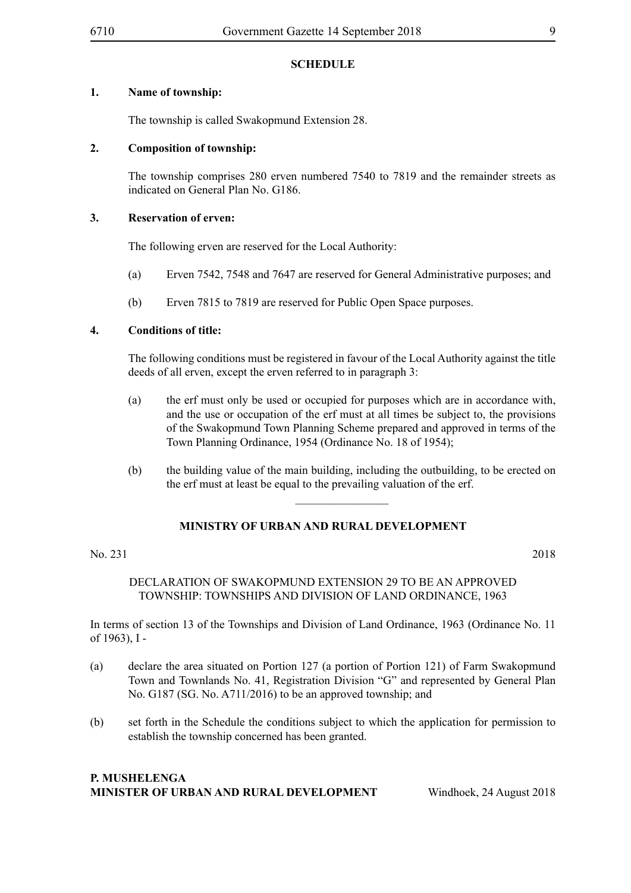## SCHEDULE

**1. Name of township:**

The township is called Swakopmund Extension 28.

**2. Composition of township:**

The township comprises 280 erven numbered 7540 to 7819 and the remainder streets as indicated on General Plan No. G186.

**3. Reservation of erven:**

The following erven are reserved for the Local Authority:

(a) Erven 7542, 7548 and 7647 are reserved for General Administrative purposes; and

(b) Erven 7815 to 7819 are reserved for Public Open Space purposes.

**4. Conditions of title:**

The following conditions must be registered in favour of the Local Authority against the title deeds of all erven, except the erven referred to in paragraph 3:

(a) the erf must only be used or occupied for purposes which are in accordance with, and the use or occupation of the erf must at all times be subject to, the provisions of the Swakopmund Town Planning Scheme prepared and approved in terms of the Town Planning Ordinance, 1954 (Ordinance No. 18 of 1954);

(b) the building value of the main building, including the outbuilding, to be erected on the erf must at least be equal to the prevailing valuation of the erf.

---

## MINISTRY OF URBAN AND RURAL DEVELOPMENT

No. 231 2018

DECLARATION OF SWAKOPMUND EXTENSION 29 TO BE AN APPROVED TOWNSHIP: TOWNSHIPS AND DIVISION OF LAND ORDINANCE, 1963

In terms of section 13 of the Townships and Division of Land Ordinance, 1963 (Ordinance No. 11 of 1963), I -

(a) declare the area situated on Portion 127 (a portion of Portion 121) of Farm Swakopmund Town and Townlands No. 41, Registration Division "G" and represented by General Plan No. G187 (SG. No. A711/2016) to be an approved township; and

(b) set forth in the Schedule the conditions subject to which the application for permission to establish the township concerned has been granted.

**P. MUSHELENGA**
**MINISTER OF URBAN AND RURAL DEVELOPMENT** Windhoek, 24 August 2018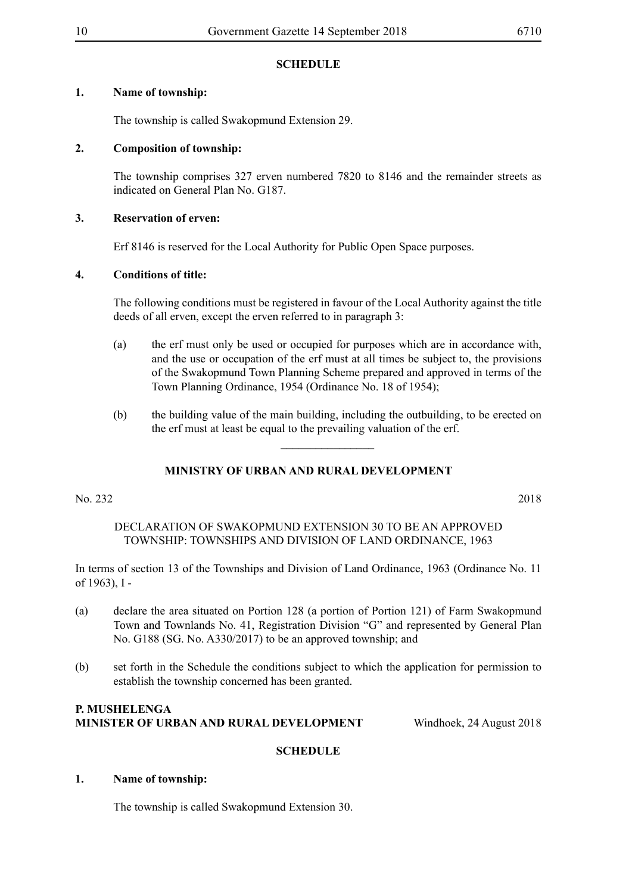**SCHEDULE**

**1. Name of township:**

The township is called Swakopmund Extension 29.

**2. Composition of township:**

The township comprises 327 erven numbered 7820 to 8146 and the remainder streets as indicated on General Plan No. G187.

**3. Reservation of erven:**

Erf 8146 is reserved for the Local Authority for Public Open Space purposes.

**4. Conditions of title:**

The following conditions must be registered in favour of the Local Authority against the title deeds of all erven, except the erven referred to in paragraph 3:

(a) the erf must only be used or occupied for purposes which are in accordance with, and the use or occupation of the erf must at all times be subject to, the provisions of the Swakopmund Town Planning Scheme prepared and approved in terms of the Town Planning Ordinance, 1954 (Ordinance No. 18 of 1954);

(b) the building value of the main building, including the outbuilding, to be erected on the erf must at least be equal to the prevailing valuation of the erf.

________________

**MINISTRY OF URBAN AND RURAL DEVELOPMENT**

No. 232 2018

DECLARATION OF SWAKOPMUND EXTENSION 30 TO BE AN APPROVED TOWNSHIP: TOWNSHIPS AND DIVISION OF LAND ORDINANCE, 1963

In terms of section 13 of the Townships and Division of Land Ordinance, 1963 (Ordinance No. 11 of 1963), I -

(a) declare the area situated on Portion 128 (a portion of Portion 121) of Farm Swakopmund Town and Townlands No. 41, Registration Division "G" and represented by General Plan No. G188 (SG. No. A330/2017) to be an approved township; and

(b) set forth in the Schedule the conditions subject to which the application for permission to establish the township concerned has been granted.

**P. MUSHELENGA**
**MINISTER OF URBAN AND RURAL DEVELOPMENT** Windhoek, 24 August 2018

**SCHEDULE**

**1. Name of township:**

The township is called Swakopmund Extension 30.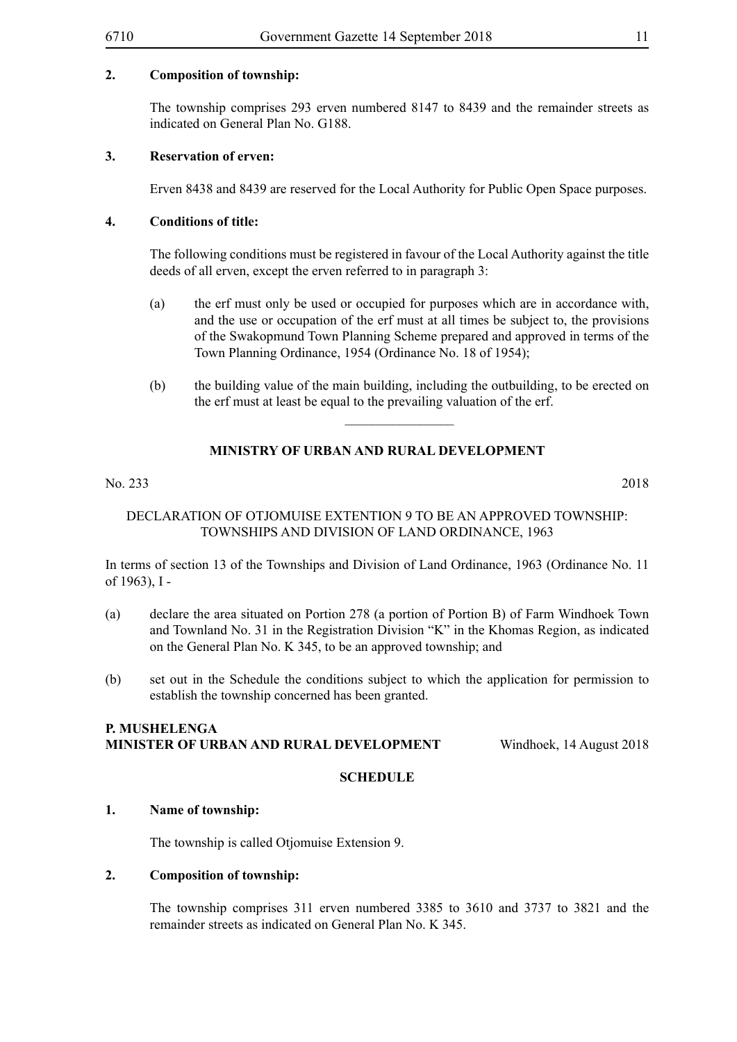**2. Composition of township:**

The township comprises 293 erven numbered 8147 to 8439 and the remainder streets as indicated on General Plan No. G188.

**3. Reservation of erven:**

Erven 8438 and 8439 are reserved for the Local Authority for Public Open Space purposes.

**4. Conditions of title:**

The following conditions must be registered in favour of the Local Authority against the title deeds of all erven, except the erven referred to in paragraph 3:

(a) the erf must only be used or occupied for purposes which are in accordance with, and the use or occupation of the erf must at all times be subject to, the provisions of the Swakopmund Town Planning Scheme prepared and approved in terms of the Town Planning Ordinance, 1954 (Ordinance No. 18 of 1954);

(b) the building value of the main building, including the outbuilding, to be erected on the erf must at least be equal to the prevailing valuation of the erf.

---

**MINISTRY OF URBAN AND RURAL DEVELOPMENT**

No. 233 2018

DECLARATION OF OTJOMUISE EXTENTION 9 TO BE AN APPROVED TOWNSHIP: TOWNSHIPS AND DIVISION OF LAND ORDINANCE, 1963

In terms of section 13 of the Townships and Division of Land Ordinance, 1963 (Ordinance No. 11 of 1963), I -

(a) declare the area situated on Portion 278 (a portion of Portion B) of Farm Windhoek Town and Townland No. 31 in the Registration Division "K" in the Khomas Region, as indicated on the General Plan No. K 345, to be an approved township; and

(b) set out in the Schedule the conditions subject to which the application for permission to establish the township concerned has been granted.

**P. MUSHELENGA**
**MINISTER OF URBAN AND RURAL DEVELOPMENT** Windhoek, 14 August 2018

**SCHEDULE**

**1. Name of township:**

The township is called Otjomuise Extension 9.

**2. Composition of township:**

The township comprises 311 erven numbered 3385 to 3610 and 3737 to 3821 and the remainder streets as indicated on General Plan No. K 345.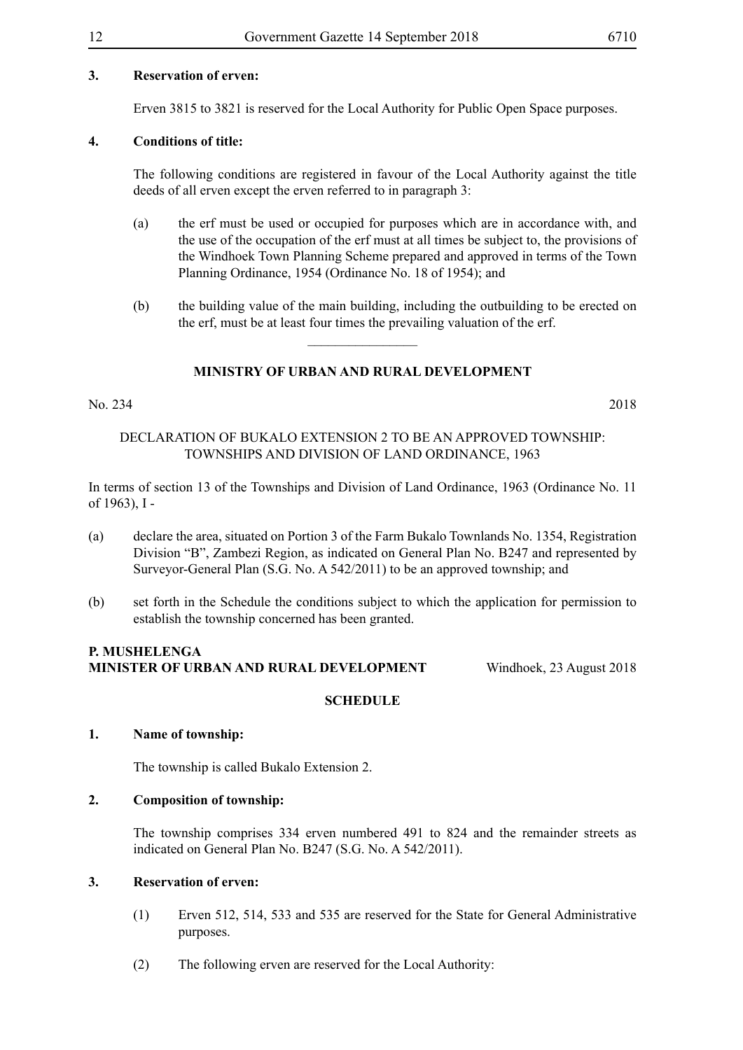**3. Reservation of erven:**

Erven 3815 to 3821 is reserved for the Local Authority for Public Open Space purposes.

**4. Conditions of title:**

The following conditions are registered in favour of the Local Authority against the title deeds of all erven except the erven referred to in paragraph 3:

(a) the erf must be used or occupied for purposes which are in accordance with, and the use of the occupation of the erf must at all times be subject to, the provisions of the Windhoek Town Planning Scheme prepared and approved in terms of the Town Planning Ordinance, 1954 (Ordinance No. 18 of 1954); and

(b) the building value of the main building, including the outbuilding to be erected on the erf, must be at least four times the prevailing valuation of the erf.

---

## MINISTRY OF URBAN AND RURAL DEVELOPMENT

No. 234 2018

DECLARATION OF BUKALO EXTENSION 2 TO BE AN APPROVED TOWNSHIP: TOWNSHIPS AND DIVISION OF LAND ORDINANCE, 1963

In terms of section 13 of the Townships and Division of Land Ordinance, 1963 (Ordinance No. 11 of 1963), I -

(a) declare the area, situated on Portion 3 of the Farm Bukalo Townlands No. 1354, Registration Division "B", Zambezi Region, as indicated on General Plan No. B247 and represented by Surveyor-General Plan (S.G. No. A 542/2011) to be an approved township; and

(b) set forth in the Schedule the conditions subject to which the application for permission to establish the township concerned has been granted.

**P. MUSHELENGA**
**MINISTER OF URBAN AND RURAL DEVELOPMENT** Windhoek, 23 August 2018

**SCHEDULE**

**1. Name of township:**

The township is called Bukalo Extension 2.

**2. Composition of township:**

The township comprises 334 erven numbered 491 to 824 and the remainder streets as indicated on General Plan No. B247 (S.G. No. A 542/2011).

**3. Reservation of erven:**

(1) Erven 512, 514, 533 and 535 are reserved for the State for General Administrative purposes.

(2) The following erven are reserved for the Local Authority: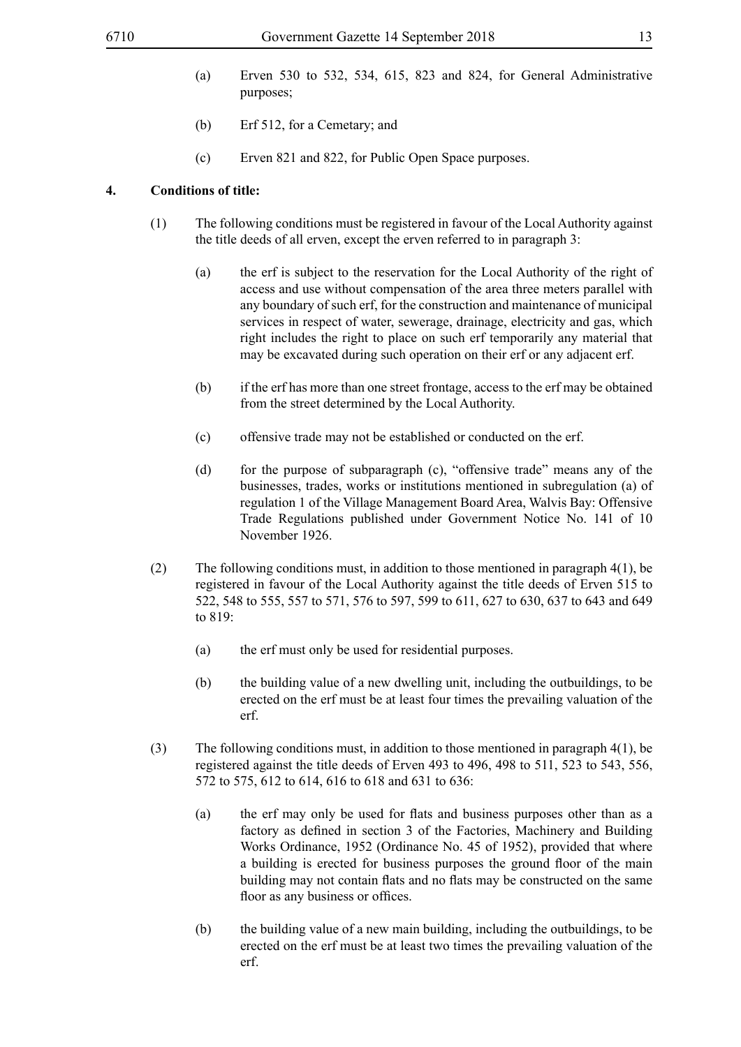(a) Erven 530 to 532, 534, 615, 823 and 824, for General Administrative purposes;

(b) Erf 512, for a Cemetary; and

(c) Erven 821 and 822, for Public Open Space purposes.

**4. Conditions of title:**

(1) The following conditions must be registered in favour of the Local Authority against the title deeds of all erven, except the erven referred to in paragraph 3:

(a) the erf is subject to the reservation for the Local Authority of the right of access and use without compensation of the area three meters parallel with any boundary of such erf, for the construction and maintenance of municipal services in respect of water, sewerage, drainage, electricity and gas, which right includes the right to place on such erf temporarily any material that may be excavated during such operation on their erf or any adjacent erf.

(b) if the erf has more than one street frontage, access to the erf may be obtained from the street determined by the Local Authority.

(c) offensive trade may not be established or conducted on the erf.

(d) for the purpose of subparagraph (c), "offensive trade" means any of the businesses, trades, works or institutions mentioned in subregulation (a) of regulation 1 of the Village Management Board Area, Walvis Bay: Offensive Trade Regulations published under Government Notice No. 141 of 10 November 1926.

(2) The following conditions must, in addition to those mentioned in paragraph 4(1), be registered in favour of the Local Authority against the title deeds of Erven 515 to 522, 548 to 555, 557 to 571, 576 to 597, 599 to 611, 627 to 630, 637 to 643 and 649 to 819:

(a) the erf must only be used for residential purposes.

(b) the building value of a new dwelling unit, including the outbuildings, to be erected on the erf must be at least four times the prevailing valuation of the erf.

(3) The following conditions must, in addition to those mentioned in paragraph 4(1), be registered against the title deeds of Erven 493 to 496, 498 to 511, 523 to 543, 556, 572 to 575, 612 to 614, 616 to 618 and 631 to 636:

(a) the erf may only be used for flats and business purposes other than as a factory as defined in section 3 of the Factories, Machinery and Building Works Ordinance, 1952 (Ordinance No. 45 of 1952), provided that where a building is erected for business purposes the ground floor of the main building may not contain flats and no flats may be constructed on the same floor as any business or offices.

(b) the building value of a new main building, including the outbuildings, to be erected on the erf must be at least two times the prevailing valuation of the erf.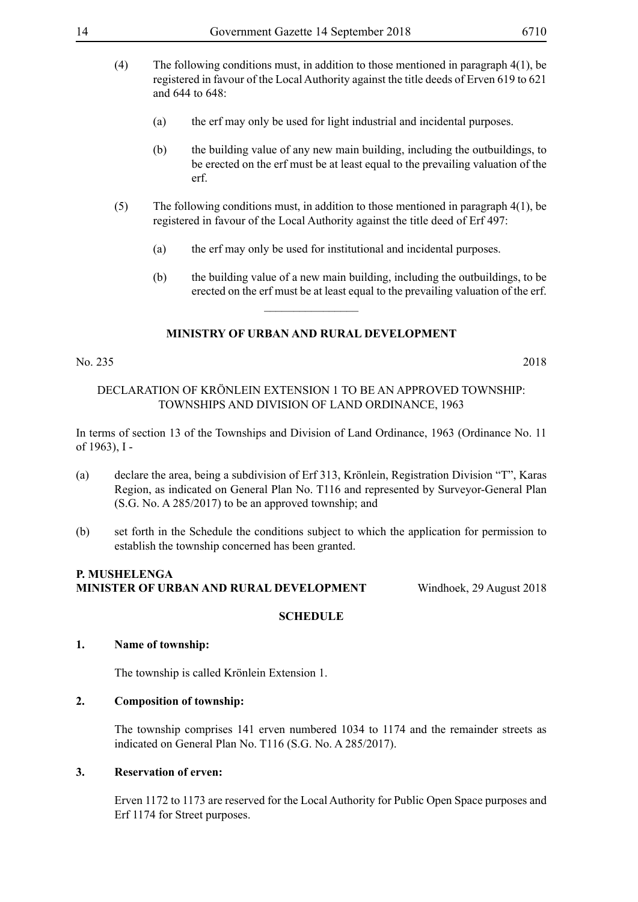(4) The following conditions must, in addition to those mentioned in paragraph 4(1), be registered in favour of the Local Authority against the title deeds of Erven 619 to 621 and 644 to 648:

(a) the erf may only be used for light industrial and incidental purposes.

(b) the building value of any new main building, including the outbuildings, to be erected on the erf must be at least equal to the prevailing valuation of the erf.

(5) The following conditions must, in addition to those mentioned in paragraph 4(1), be registered in favour of the Local Authority against the title deed of Erf 497:

(a) the erf may only be used for institutional and incidental purposes.

(b) the building value of a new main building, including the outbuildings, to be erected on the erf must be at least equal to the prevailing valuation of the erf.

---

## MINISTRY OF URBAN AND RURAL DEVELOPMENT

No. 235 2018

DECLARATION OF KRÖNLEIN EXTENSION 1 TO BE AN APPROVED TOWNSHIP: TOWNSHIPS AND DIVISION OF LAND ORDINANCE, 1963

In terms of section 13 of the Townships and Division of Land Ordinance, 1963 (Ordinance No. 11 of 1963), I -

(a) declare the area, being a subdivision of Erf 313, Krönlein, Registration Division "T", Karas Region, as indicated on General Plan No. T116 and represented by Surveyor-General Plan (S.G. No. A 285/2017) to be an approved township; and

(b) set forth in the Schedule the conditions subject to which the application for permission to establish the township concerned has been granted.

**P. MUSHELENGA**
**MINISTER OF URBAN AND RURAL DEVELOPMENT** Windhoek, 29 August 2018

**SCHEDULE**

**1. Name of township:**

The township is called Krönlein Extension 1.

**2. Composition of township:**

The township comprises 141 erven numbered 1034 to 1174 and the remainder streets as indicated on General Plan No. T116 (S.G. No. A 285/2017).

**3. Reservation of erven:**

Erven 1172 to 1173 are reserved for the Local Authority for Public Open Space purposes and Erf 1174 for Street purposes.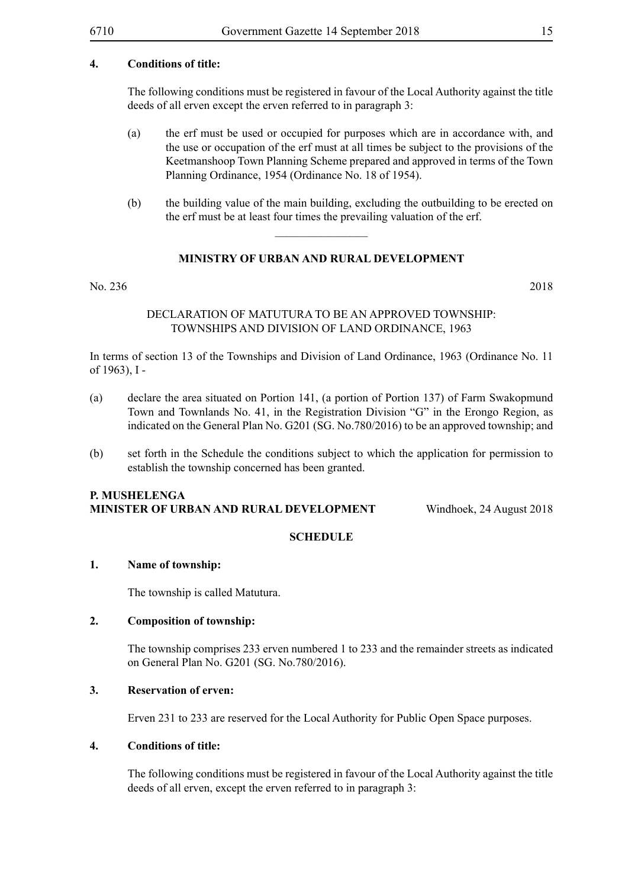**4. Conditions of title:**

The following conditions must be registered in favour of the Local Authority against the title deeds of all erven except the erven referred to in paragraph 3:

(a) the erf must be used or occupied for purposes which are in accordance with, and the use or occupation of the erf must at all times be subject to the provisions of the Keetmanshoop Town Planning Scheme prepared and approved in terms of the Town Planning Ordinance, 1954 (Ordinance No. 18 of 1954).

(b) the building value of the main building, excluding the outbuilding to be erected on the erf must be at least four times the prevailing valuation of the erf.

---

**MINISTRY OF URBAN AND RURAL DEVELOPMENT**

No. 236 2018

DECLARATION OF MATUTURA TO BE AN APPROVED TOWNSHIP: TOWNSHIPS AND DIVISION OF LAND ORDINANCE, 1963

In terms of section 13 of the Townships and Division of Land Ordinance, 1963 (Ordinance No. 11 of 1963), I -

(a) declare the area situated on Portion 141, (a portion of Portion 137) of Farm Swakopmund Town and Townlands No. 41, in the Registration Division "G" in the Erongo Region, as indicated on the General Plan No. G201 (SG. No.780/2016) to be an approved township; and

(b) set forth in the Schedule the conditions subject to which the application for permission to establish the township concerned has been granted.

**P. MUSHELENGA**
**MINISTER OF URBAN AND RURAL DEVELOPMENT** Windhoek, 24 August 2018

**SCHEDULE**

**1. Name of township:**

The township is called Matutura.

**2. Composition of township:**

The township comprises 233 erven numbered 1 to 233 and the remainder streets as indicated on General Plan No. G201 (SG. No.780/2016).

**3. Reservation of erven:**

Erven 231 to 233 are reserved for the Local Authority for Public Open Space purposes.

**4. Conditions of title:**

The following conditions must be registered in favour of the Local Authority against the title deeds of all erven, except the erven referred to in paragraph 3: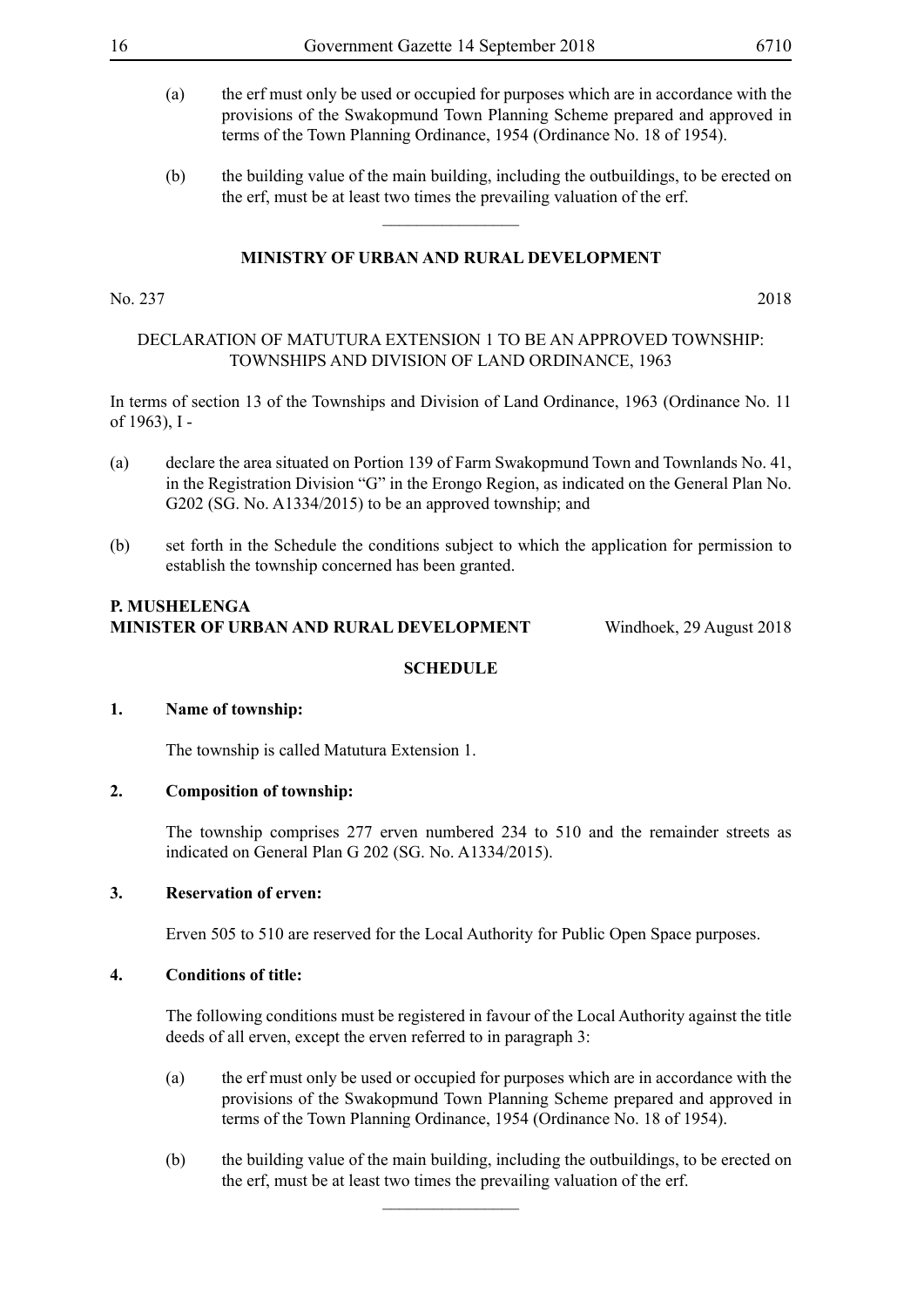(a) the erf must only be used or occupied for purposes which are in accordance with the provisions of the Swakopmund Town Planning Scheme prepared and approved in terms of the Town Planning Ordinance, 1954 (Ordinance No. 18 of 1954).

(b) the building value of the main building, including the outbuildings, to be erected on the erf, must be at least two times the prevailing valuation of the erf.

---

## MINISTRY OF URBAN AND RURAL DEVELOPMENT

No. 237 2018

DECLARATION OF MATUTURA EXTENSION 1 TO BE AN APPROVED TOWNSHIP: TOWNSHIPS AND DIVISION OF LAND ORDINANCE, 1963

In terms of section 13 of the Townships and Division of Land Ordinance, 1963 (Ordinance No. 11 of 1963), I -

(a) declare the area situated on Portion 139 of Farm Swakopmund Town and Townlands No. 41, in the Registration Division "G" in the Erongo Region, as indicated on the General Plan No. G202 (SG. No. A1334/2015) to be an approved township; and

(b) set forth in the Schedule the conditions subject to which the application for permission to establish the township concerned has been granted.

**P. MUSHELENGA**
**MINISTER OF URBAN AND RURAL DEVELOPMENT** Windhoek, 29 August 2018

**SCHEDULE**

**1. Name of township:**

The township is called Matutura Extension 1.

**2. Composition of township:**

The township comprises 277 erven numbered 234 to 510 and the remainder streets as indicated on General Plan G 202 (SG. No. A1334/2015).

**3. Reservation of erven:**

Erven 505 to 510 are reserved for the Local Authority for Public Open Space purposes.

**4. Conditions of title:**

The following conditions must be registered in favour of the Local Authority against the title deeds of all erven, except the erven referred to in paragraph 3:

(a) the erf must only be used or occupied for purposes which are in accordance with the provisions of the Swakopmund Town Planning Scheme prepared and approved in terms of the Town Planning Ordinance, 1954 (Ordinance No. 18 of 1954).

(b) the building value of the main building, including the outbuildings, to be erected on the erf, must be at least two times the prevailing valuation of the erf.

---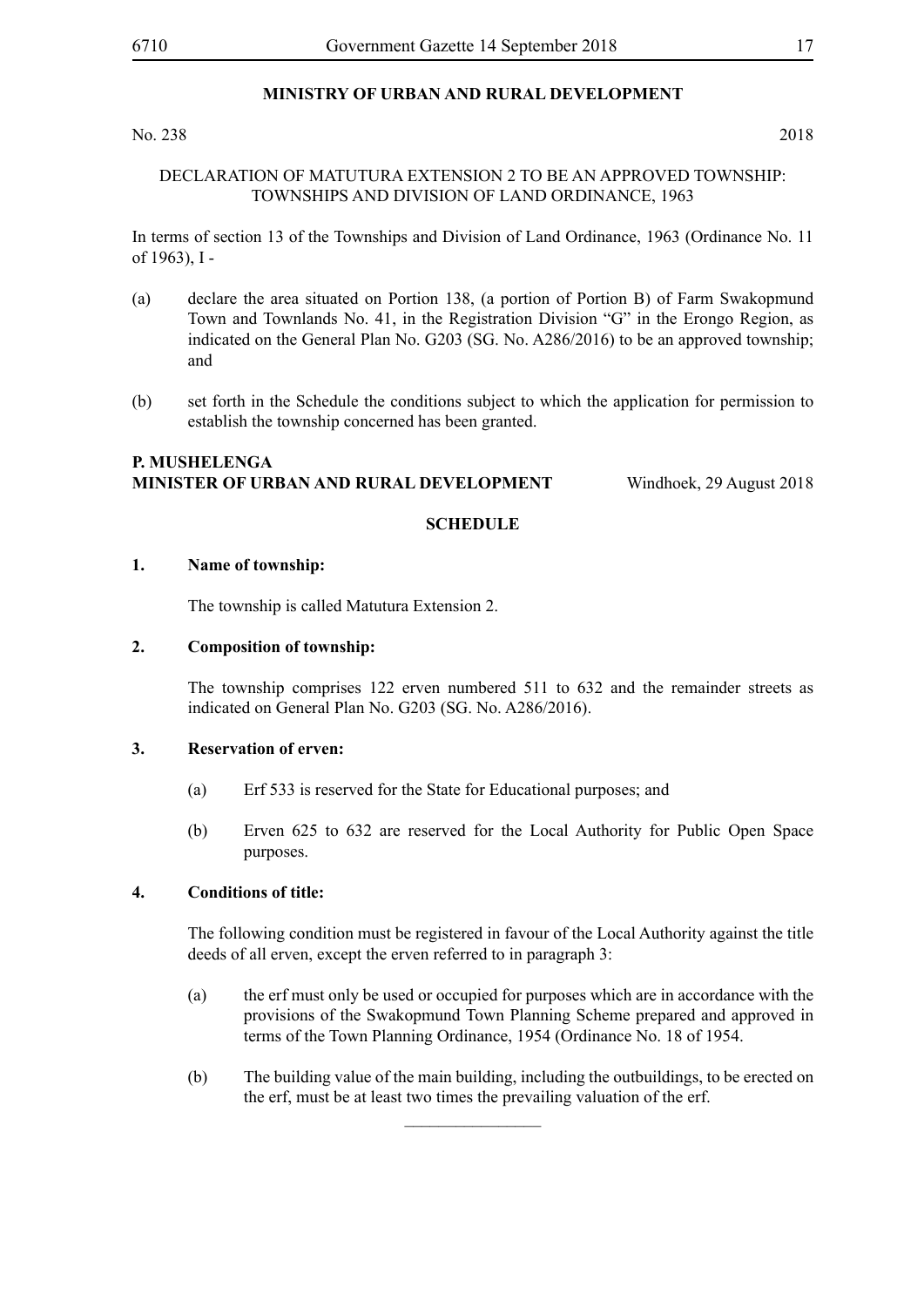## MINISTRY OF URBAN AND RURAL DEVELOPMENT

No. 238 2018

DECLARATION OF MATUTURA EXTENSION 2 TO BE AN APPROVED TOWNSHIP: TOWNSHIPS AND DIVISION OF LAND ORDINANCE, 1963

In terms of section 13 of the Townships and Division of Land Ordinance, 1963 (Ordinance No. 11 of 1963), I -

(a) declare the area situated on Portion 138, (a portion of Portion B) of Farm Swakopmund Town and Townlands No. 41, in the Registration Division "G" in the Erongo Region, as indicated on the General Plan No. G203 (SG. No. A286/2016) to be an approved township; and

(b) set forth in the Schedule the conditions subject to which the application for permission to establish the township concerned has been granted.

**P. MUSHELENGA**
**MINISTER OF URBAN AND RURAL DEVELOPMENT** Windhoek, 29 August 2018

**SCHEDULE**

**1. Name of township:**

The township is called Matutura Extension 2.

**2. Composition of township:**

The township comprises 122 erven numbered 511 to 632 and the remainder streets as indicated on General Plan No. G203 (SG. No. A286/2016).

**3. Reservation of erven:**

(a) Erf 533 is reserved for the State for Educational purposes; and

(b) Erven 625 to 632 are reserved for the Local Authority for Public Open Space purposes.

**4. Conditions of title:**

The following condition must be registered in favour of the Local Authority against the title deeds of all erven, except the erven referred to in paragraph 3:

(a) the erf must only be used or occupied for purposes which are in accordance with the provisions of the Swakopmund Town Planning Scheme prepared and approved in terms of the Town Planning Ordinance, 1954 (Ordinance No. 18 of 1954.

(b) The building value of the main building, including the outbuildings, to be erected on the erf, must be at least two times the prevailing valuation of the erf.

________________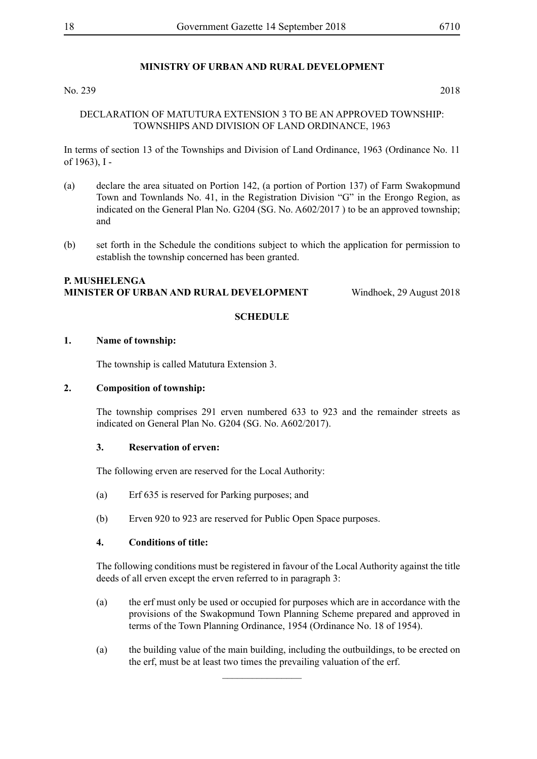## MINISTRY OF URBAN AND RURAL DEVELOPMENT

No. 239 2018

DECLARATION OF MATUTURA EXTENSION 3 TO BE AN APPROVED TOWNSHIP: TOWNSHIPS AND DIVISION OF LAND ORDINANCE, 1963

In terms of section 13 of the Townships and Division of Land Ordinance, 1963 (Ordinance No. 11 of 1963), I -

(a) declare the area situated on Portion 142, (a portion of Portion 137) of Farm Swakopmund Town and Townlands No. 41, in the Registration Division "G" in the Erongo Region, as indicated on the General Plan No. G204 (SG. No. A602/2017 ) to be an approved township; and

(b) set forth in the Schedule the conditions subject to which the application for permission to establish the township concerned has been granted.

**P. MUSHELENGA**
**MINISTER OF URBAN AND RURAL DEVELOPMENT** Windhoek, 29 August 2018

**SCHEDULE**

**1. Name of township:**

The township is called Matutura Extension 3.

**2. Composition of township:**

The township comprises 291 erven numbered 633 to 923 and the remainder streets as indicated on General Plan No. G204 (SG. No. A602/2017).

**3. Reservation of erven:**

The following erven are reserved for the Local Authority:

(a) Erf 635 is reserved for Parking purposes; and

(b) Erven 920 to 923 are reserved for Public Open Space purposes.

**4. Conditions of title:**

The following conditions must be registered in favour of the Local Authority against the title deeds of all erven except the erven referred to in paragraph 3:

(a) the erf must only be used or occupied for purposes which are in accordance with the provisions of the Swakopmund Town Planning Scheme prepared and approved in terms of the Town Planning Ordinance, 1954 (Ordinance No. 18 of 1954).

(a) the building value of the main building, including the outbuildings, to be erected on the erf, must be at least two times the prevailing valuation of the erf.

________________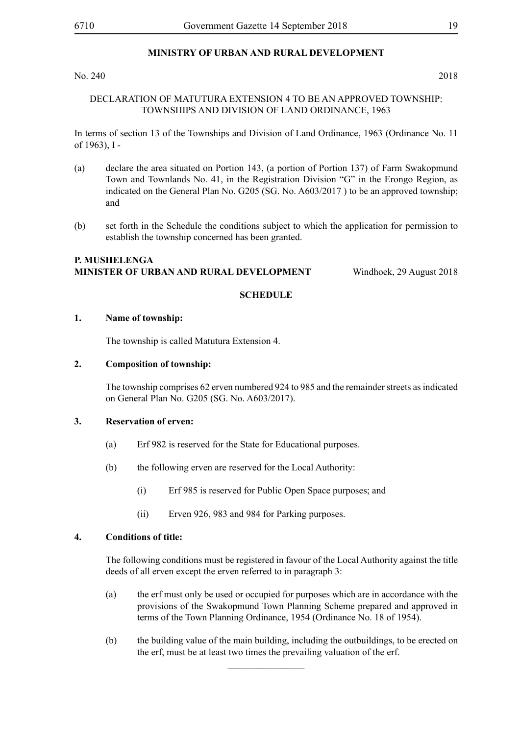**MINISTRY OF URBAN AND RURAL DEVELOPMENT**

No. 240 2018

DECLARATION OF MATUTURA EXTENSION 4 TO BE AN APPROVED TOWNSHIP: TOWNSHIPS AND DIVISION OF LAND ORDINANCE, 1963

In terms of section 13 of the Townships and Division of Land Ordinance, 1963 (Ordinance No. 11 of 1963), I -

(a) declare the area situated on Portion 143, (a portion of Portion 137) of Farm Swakopmund Town and Townlands No. 41, in the Registration Division "G" in the Erongo Region, as indicated on the General Plan No. G205 (SG. No. A603/2017 ) to be an approved township; and

(b) set forth in the Schedule the conditions subject to which the application for permission to establish the township concerned has been granted.

**P. MUSHELENGA**
**MINISTER OF URBAN AND RURAL DEVELOPMENT** Windhoek, 29 August 2018

**SCHEDULE**

**1. Name of township:**

The township is called Matutura Extension 4.

**2. Composition of township:**

The township comprises 62 erven numbered 924 to 985 and the remainder streets as indicated on General Plan No. G205 (SG. No. A603/2017).

**3. Reservation of erven:**

(a) Erf 982 is reserved for the State for Educational purposes.

(b) the following erven are reserved for the Local Authority:

(i) Erf 985 is reserved for Public Open Space purposes; and

(ii) Erven 926, 983 and 984 for Parking purposes.

**4. Conditions of title:**

The following conditions must be registered in favour of the Local Authority against the title deeds of all erven except the erven referred to in paragraph 3:

(a) the erf must only be used or occupied for purposes which are in accordance with the provisions of the Swakopmund Town Planning Scheme prepared and approved in terms of the Town Planning Ordinance, 1954 (Ordinance No. 18 of 1954).

(b) the building value of the main building, including the outbuildings, to be erected on the erf, must be at least two times the prevailing valuation of the erf.

________________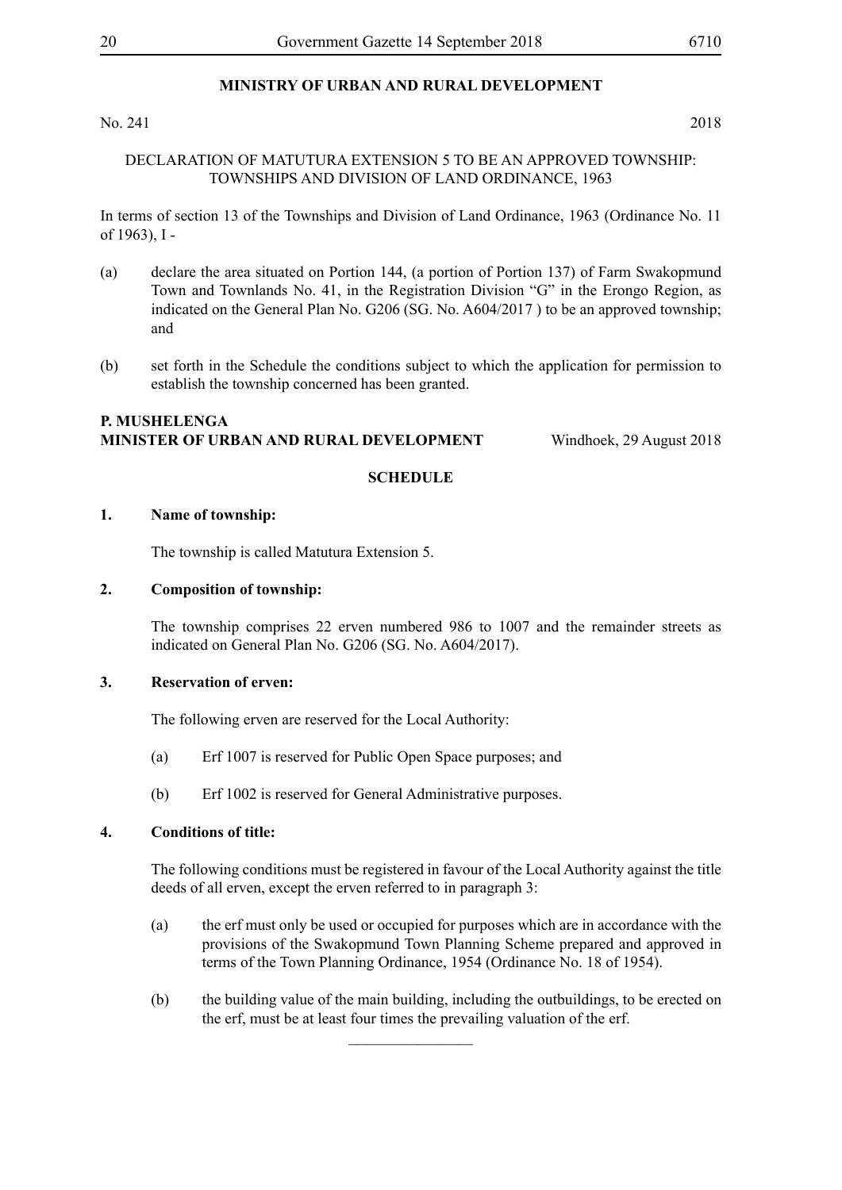## MINISTRY OF URBAN AND RURAL DEVELOPMENT

No. 241 2018

DECLARATION OF MATUTURA EXTENSION 5 TO BE AN APPROVED TOWNSHIP: TOWNSHIPS AND DIVISION OF LAND ORDINANCE, 1963

In terms of section 13 of the Townships and Division of Land Ordinance, 1963 (Ordinance No. 11 of 1963), I -

(a) declare the area situated on Portion 144, (a portion of Portion 137) of Farm Swakopmund Town and Townlands No. 41, in the Registration Division "G" in the Erongo Region, as indicated on the General Plan No. G206 (SG. No. A604/2017 ) to be an approved township; and

(b) set forth in the Schedule the conditions subject to which the application for permission to establish the township concerned has been granted.

**P. MUSHELENGA**
**MINISTER OF URBAN AND RURAL DEVELOPMENT** Windhoek, 29 August 2018

**SCHEDULE**

**1. Name of township:**

The township is called Matutura Extension 5.

**2. Composition of township:**

The township comprises 22 erven numbered 986 to 1007 and the remainder streets as indicated on General Plan No. G206 (SG. No. A604/2017).

**3. Reservation of erven:**

The following erven are reserved for the Local Authority:

(a) Erf 1007 is reserved for Public Open Space purposes; and

(b) Erf 1002 is reserved for General Administrative purposes.

**4. Conditions of title:**

The following conditions must be registered in favour of the Local Authority against the title deeds of all erven, except the erven referred to in paragraph 3:

(a) the erf must only be used or occupied for purposes which are in accordance with the provisions of the Swakopmund Town Planning Scheme prepared and approved in terms of the Town Planning Ordinance, 1954 (Ordinance No. 18 of 1954).

(b) the building value of the main building, including the outbuildings, to be erected on the erf, must be at least four times the prevailing valuation of the erf.

________________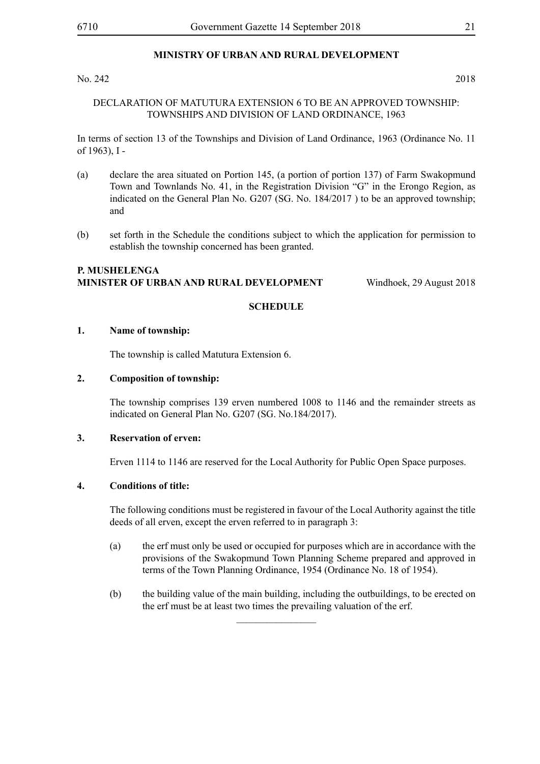## MINISTRY OF URBAN AND RURAL DEVELOPMENT

No. 242 2018

DECLARATION OF MATUTURA EXTENSION 6 TO BE AN APPROVED TOWNSHIP: TOWNSHIPS AND DIVISION OF LAND ORDINANCE, 1963

In terms of section 13 of the Townships and Division of Land Ordinance, 1963 (Ordinance No. 11 of 1963), I -

(a) declare the area situated on Portion 145, (a portion of portion 137) of Farm Swakopmund Town and Townlands No. 41, in the Registration Division "G" in the Erongo Region, as indicated on the General Plan No. G207 (SG. No. 184/2017 ) to be an approved township; and

(b) set forth in the Schedule the conditions subject to which the application for permission to establish the township concerned has been granted.

**P. MUSHELENGA**
**MINISTER OF URBAN AND RURAL DEVELOPMENT** Windhoek, 29 August 2018

### SCHEDULE

**1. Name of township:**

The township is called Matutura Extension 6.

**2. Composition of township:**

The township comprises 139 erven numbered 1008 to 1146 and the remainder streets as indicated on General Plan No. G207 (SG. No.184/2017).

**3. Reservation of erven:**

Erven 1114 to 1146 are reserved for the Local Authority for Public Open Space purposes.

**4. Conditions of title:**

The following conditions must be registered in favour of the Local Authority against the title deeds of all erven, except the erven referred to in paragraph 3:

(a) the erf must only be used or occupied for purposes which are in accordance with the provisions of the Swakopmund Town Planning Scheme prepared and approved in terms of the Town Planning Ordinance, 1954 (Ordinance No. 18 of 1954).

(b) the building value of the main building, including the outbuildings, to be erected on the erf must be at least two times the prevailing valuation of the erf.

________________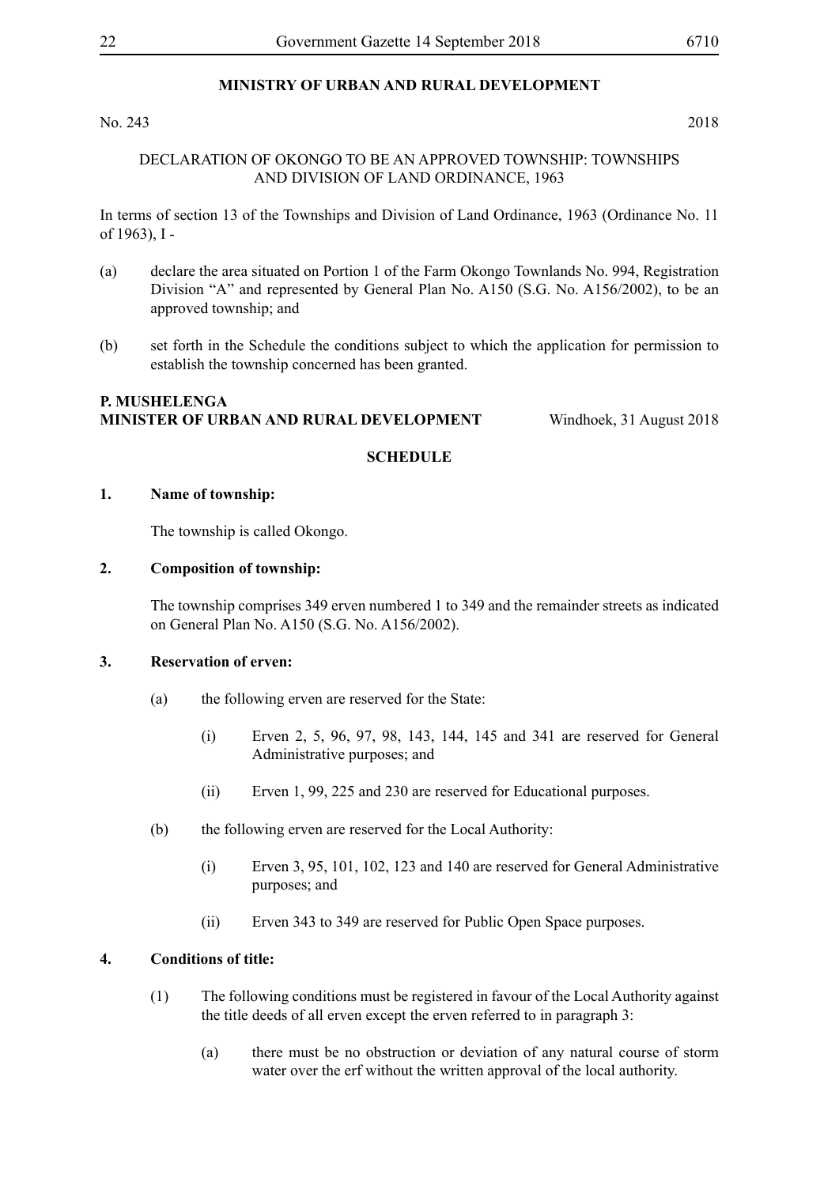## MINISTRY OF URBAN AND RURAL DEVELOPMENT

No. 243 2018

DECLARATION OF OKONGO TO BE AN APPROVED TOWNSHIP: TOWNSHIPS AND DIVISION OF LAND ORDINANCE, 1963

In terms of section 13 of the Townships and Division of Land Ordinance, 1963 (Ordinance No. 11 of 1963), I -

(a) declare the area situated on Portion 1 of the Farm Okongo Townlands No. 994, Registration Division "A" and represented by General Plan No. A150 (S.G. No. A156/2002), to be an approved township; and

(b) set forth in the Schedule the conditions subject to which the application for permission to establish the township concerned has been granted.

**P. MUSHELENGA**
**MINISTER OF URBAN AND RURAL DEVELOPMENT** Windhoek, 31 August 2018

**SCHEDULE**

**1. Name of township:**

The township is called Okongo.

**2. Composition of township:**

The township comprises 349 erven numbered 1 to 349 and the remainder streets as indicated on General Plan No. A150 (S.G. No. A156/2002).

**3. Reservation of erven:**

(a) the following erven are reserved for the State:

(i) Erven 2, 5, 96, 97, 98, 143, 144, 145 and 341 are reserved for General Administrative purposes; and

(ii) Erven 1, 99, 225 and 230 are reserved for Educational purposes.

(b) the following erven are reserved for the Local Authority:

(i) Erven 3, 95, 101, 102, 123 and 140 are reserved for General Administrative purposes; and

(ii) Erven 343 to 349 are reserved for Public Open Space purposes.

**4. Conditions of title:**

(1) The following conditions must be registered in favour of the Local Authority against the title deeds of all erven except the erven referred to in paragraph 3:

(a) there must be no obstruction or deviation of any natural course of storm water over the erf without the written approval of the local authority.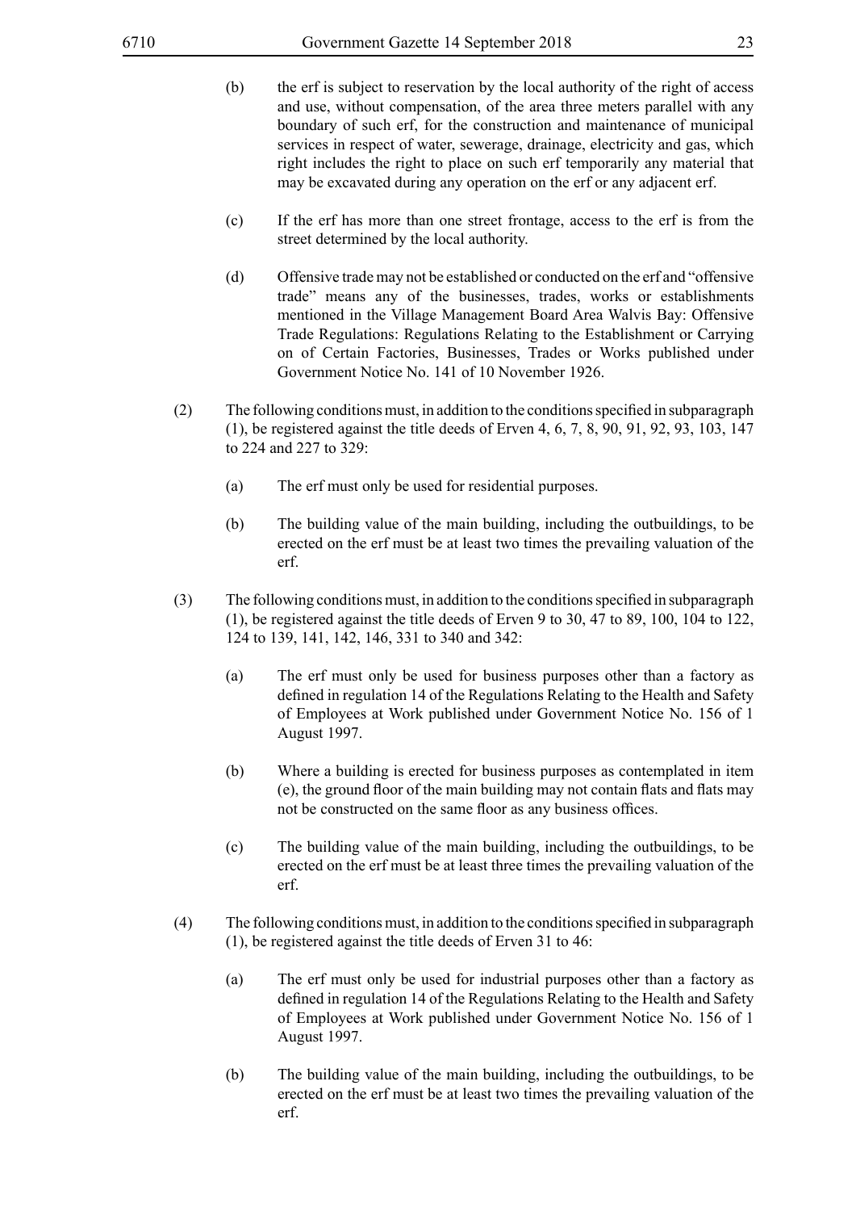(b) the erf is subject to reservation by the local authority of the right of access and use, without compensation, of the area three meters parallel with any boundary of such erf, for the construction and maintenance of municipal services in respect of water, sewerage, drainage, electricity and gas, which right includes the right to place on such erf temporarily any material that may be excavated during any operation on the erf or any adjacent erf.

(c) If the erf has more than one street frontage, access to the erf is from the street determined by the local authority.

(d) Offensive trade may not be established or conducted on the erf and "offensive trade" means any of the businesses, trades, works or establishments mentioned in the Village Management Board Area Walvis Bay: Offensive Trade Regulations: Regulations Relating to the Establishment or Carrying on of Certain Factories, Businesses, Trades or Works published under Government Notice No. 141 of 10 November 1926.

(2) The following conditions must, in addition to the conditions specified in subparagraph (1), be registered against the title deeds of Erven 4, 6, 7, 8, 90, 91, 92, 93, 103, 147 to 224 and 227 to 329:

(a) The erf must only be used for residential purposes.

(b) The building value of the main building, including the outbuildings, to be erected on the erf must be at least two times the prevailing valuation of the erf.

(3) The following conditions must, in addition to the conditions specified in subparagraph (1), be registered against the title deeds of Erven 9 to 30, 47 to 89, 100, 104 to 122, 124 to 139, 141, 142, 146, 331 to 340 and 342:

(a) The erf must only be used for business purposes other than a factory as defined in regulation 14 of the Regulations Relating to the Health and Safety of Employees at Work published under Government Notice No. 156 of 1 August 1997.

(b) Where a building is erected for business purposes as contemplated in item (e), the ground floor of the main building may not contain flats and flats may not be constructed on the same floor as any business offices.

(c) The building value of the main building, including the outbuildings, to be erected on the erf must be at least three times the prevailing valuation of the erf.

(4) The following conditions must, in addition to the conditions specified in subparagraph (1), be registered against the title deeds of Erven 31 to 46:

(a) The erf must only be used for industrial purposes other than a factory as defined in regulation 14 of the Regulations Relating to the Health and Safety of Employees at Work published under Government Notice No. 156 of 1 August 1997.

(b) The building value of the main building, including the outbuildings, to be erected on the erf must be at least two times the prevailing valuation of the erf.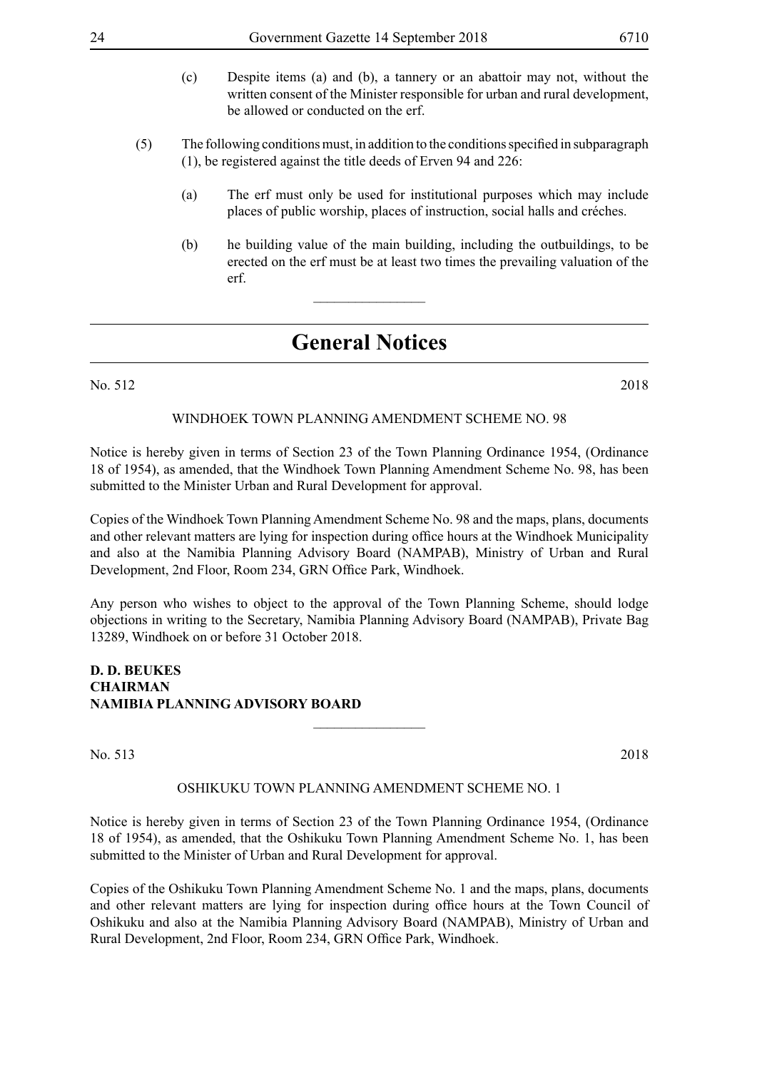(c) Despite items (a) and (b), a tannery or an abattoir may not, without the written consent of the Minister responsible for urban and rural development, be allowed or conducted on the erf.

(5) The following conditions must, in addition to the conditions specified in subparagraph (1), be registered against the title deeds of Erven 94 and 226:

(a) The erf must only be used for institutional purposes which may include places of public worship, places of instruction, social halls and créches.

(b) he building value of the main building, including the outbuildings, to be erected on the erf must be at least two times the prevailing valuation of the erf.

---

# General Notices

No. 512 2018

WINDHOEK TOWN PLANNING AMENDMENT SCHEME NO. 98

Notice is hereby given in terms of Section 23 of the Town Planning Ordinance 1954, (Ordinance 18 of 1954), as amended, that the Windhoek Town Planning Amendment Scheme No. 98, has been submitted to the Minister Urban and Rural Development for approval.

Copies of the Windhoek Town Planning Amendment Scheme No. 98 and the maps, plans, documents and other relevant matters are lying for inspection during office hours at the Windhoek Municipality and also at the Namibia Planning Advisory Board (NAMPAB), Ministry of Urban and Rural Development, 2nd Floor, Room 234, GRN Office Park, Windhoek.

Any person who wishes to object to the approval of the Town Planning Scheme, should lodge objections in writing to the Secretary, Namibia Planning Advisory Board (NAMPAB), Private Bag 13289, Windhoek on or before 31 October 2018.

**D. D. BEUKES**
**CHAIRMAN**
**NAMIBIA PLANNING ADVISORY BOARD**

---

No. 513 2018

OSHIKUKU TOWN PLANNING AMENDMENT SCHEME NO. 1

Notice is hereby given in terms of Section 23 of the Town Planning Ordinance 1954, (Ordinance 18 of 1954), as amended, that the Oshikuku Town Planning Amendment Scheme No. 1, has been submitted to the Minister of Urban and Rural Development for approval.

Copies of the Oshikuku Town Planning Amendment Scheme No. 1 and the maps, plans, documents and other relevant matters are lying for inspection during office hours at the Town Council of Oshikuku and also at the Namibia Planning Advisory Board (NAMPAB), Ministry of Urban and Rural Development, 2nd Floor, Room 234, GRN Office Park, Windhoek.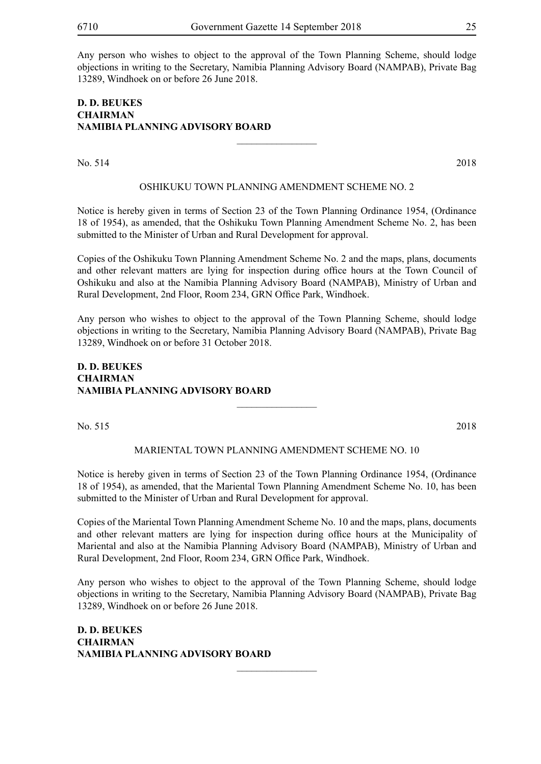Any person who wishes to object to the approval of the Town Planning Scheme, should lodge objections in writing to the Secretary, Namibia Planning Advisory Board (NAMPAB), Private Bag 13289, Windhoek on or before 26 June 2018.

**D. D. BEUKES**
**CHAIRMAN**
**NAMIBIA PLANNING ADVISORY BOARD**

---

No. 514 2018

OSHIKUKU TOWN PLANNING AMENDMENT SCHEME NO. 2

Notice is hereby given in terms of Section 23 of the Town Planning Ordinance 1954, (Ordinance 18 of 1954), as amended, that the Oshikuku Town Planning Amendment Scheme No. 2, has been submitted to the Minister of Urban and Rural Development for approval.

Copies of the Oshikuku Town Planning Amendment Scheme No. 2 and the maps, plans, documents and other relevant matters are lying for inspection during office hours at the Town Council of Oshikuku and also at the Namibia Planning Advisory Board (NAMPAB), Ministry of Urban and Rural Development, 2nd Floor, Room 234, GRN Office Park, Windhoek.

Any person who wishes to object to the approval of the Town Planning Scheme, should lodge objections in writing to the Secretary, Namibia Planning Advisory Board (NAMPAB), Private Bag 13289, Windhoek on or before 31 October 2018.

**D. D. BEUKES**
**CHAIRMAN**
**NAMIBIA PLANNING ADVISORY BOARD**

---

No. 515 2018

MARIENTAL TOWN PLANNING AMENDMENT SCHEME NO. 10

Notice is hereby given in terms of Section 23 of the Town Planning Ordinance 1954, (Ordinance 18 of 1954), as amended, that the Mariental Town Planning Amendment Scheme No. 10, has been submitted to the Minister of Urban and Rural Development for approval.

Copies of the Mariental Town Planning Amendment Scheme No. 10 and the maps, plans, documents and other relevant matters are lying for inspection during office hours at the Municipality of Mariental and also at the Namibia Planning Advisory Board (NAMPAB), Ministry of Urban and Rural Development, 2nd Floor, Room 234, GRN Office Park, Windhoek.

Any person who wishes to object to the approval of the Town Planning Scheme, should lodge objections in writing to the Secretary, Namibia Planning Advisory Board (NAMPAB), Private Bag 13289, Windhoek on or before 26 June 2018.

**D. D. BEUKES**
**CHAIRMAN**
**NAMIBIA PLANNING ADVISORY BOARD**

---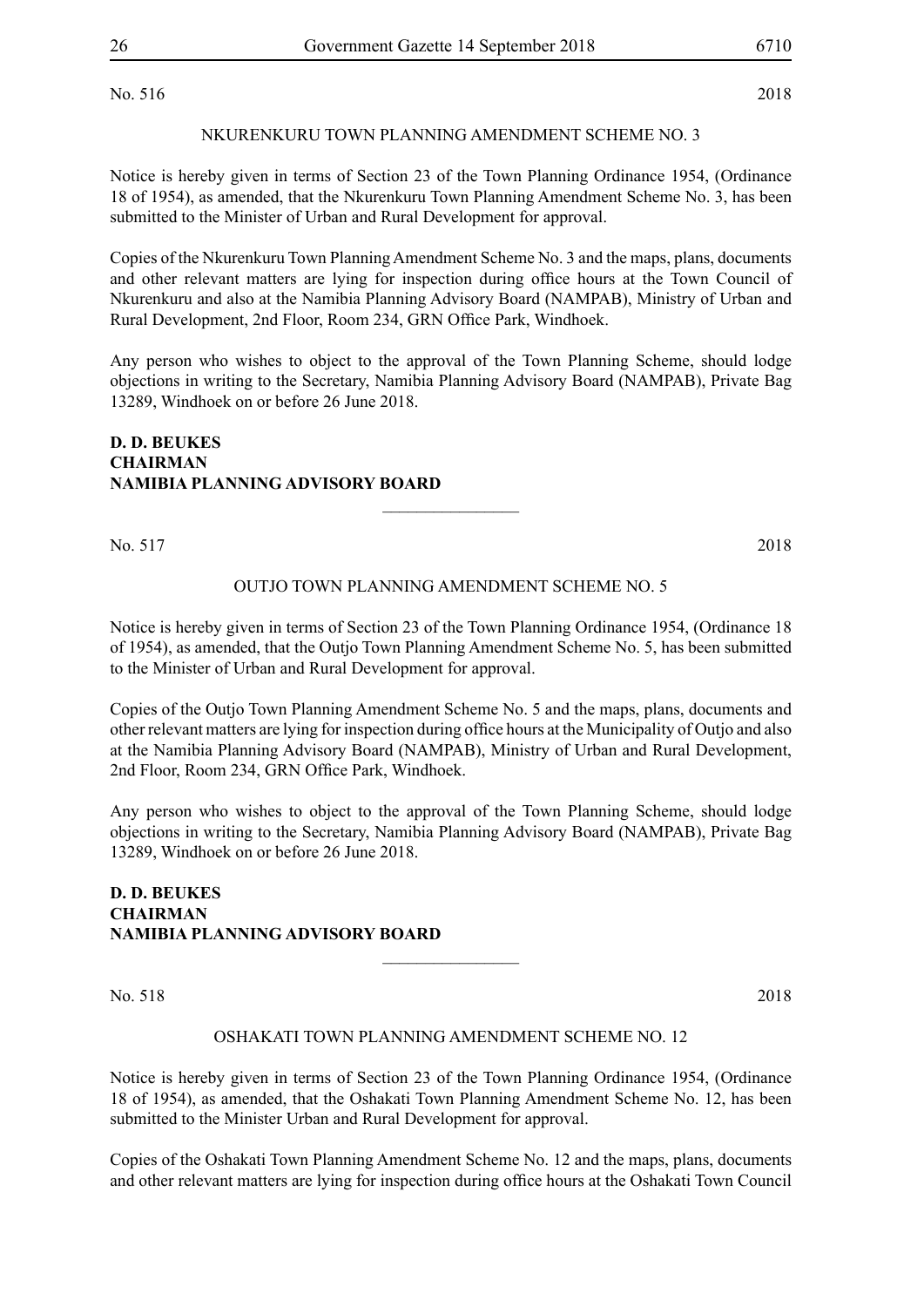No. 516 2018

NKURENKURU TOWN PLANNING AMENDMENT SCHEME NO. 3

Notice is hereby given in terms of Section 23 of the Town Planning Ordinance 1954, (Ordinance 18 of 1954), as amended, that the Nkurenkuru Town Planning Amendment Scheme No. 3, has been submitted to the Minister of Urban and Rural Development for approval.

Copies of the Nkurenkuru Town Planning Amendment Scheme No. 3 and the maps, plans, documents and other relevant matters are lying for inspection during office hours at the Town Council of Nkurenkuru and also at the Namibia Planning Advisory Board (NAMPAB), Ministry of Urban and Rural Development, 2nd Floor, Room 234, GRN Office Park, Windhoek.

Any person who wishes to object to the approval of the Town Planning Scheme, should lodge objections in writing to the Secretary, Namibia Planning Advisory Board (NAMPAB), Private Bag 13289, Windhoek on or before 26 June 2018.

**D. D. BEUKES**
**CHAIRMAN**
**NAMIBIA PLANNING ADVISORY BOARD**

---

No. 517 2018

OUTJO TOWN PLANNING AMENDMENT SCHEME NO. 5

Notice is hereby given in terms of Section 23 of the Town Planning Ordinance 1954, (Ordinance 18 of 1954), as amended, that the Outjo Town Planning Amendment Scheme No. 5, has been submitted to the Minister of Urban and Rural Development for approval.

Copies of the Outjo Town Planning Amendment Scheme No. 5 and the maps, plans, documents and other relevant matters are lying for inspection during office hours at the Municipality of Outjo and also at the Namibia Planning Advisory Board (NAMPAB), Ministry of Urban and Rural Development, 2nd Floor, Room 234, GRN Office Park, Windhoek.

Any person who wishes to object to the approval of the Town Planning Scheme, should lodge objections in writing to the Secretary, Namibia Planning Advisory Board (NAMPAB), Private Bag 13289, Windhoek on or before 26 June 2018.

**D. D. BEUKES**
**CHAIRMAN**
**NAMIBIA PLANNING ADVISORY BOARD**

---

No. 518 2018

OSHAKATI TOWN PLANNING AMENDMENT SCHEME NO. 12

Notice is hereby given in terms of Section 23 of the Town Planning Ordinance 1954, (Ordinance 18 of 1954), as amended, that the Oshakati Town Planning Amendment Scheme No. 12, has been submitted to the Minister Urban and Rural Development for approval.

Copies of the Oshakati Town Planning Amendment Scheme No. 12 and the maps, plans, documents and other relevant matters are lying for inspection during office hours at the Oshakati Town Council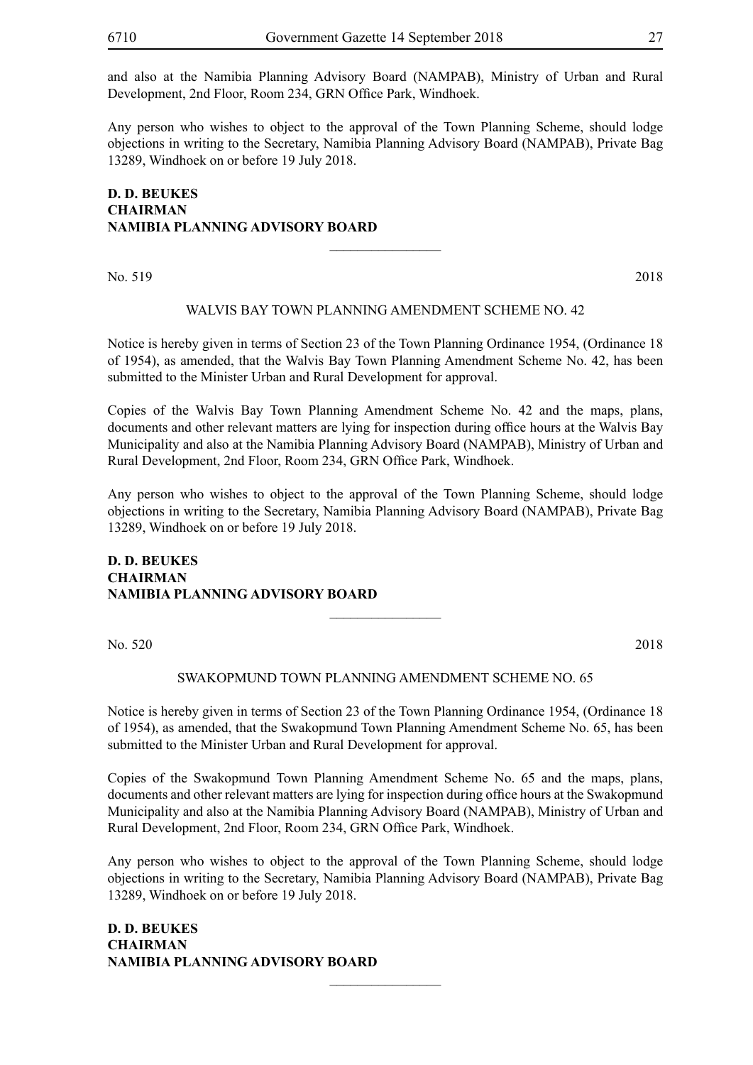and also at the Namibia Planning Advisory Board (NAMPAB), Ministry of Urban and Rural Development, 2nd Floor, Room 234, GRN Office Park, Windhoek.

Any person who wishes to object to the approval of the Town Planning Scheme, should lodge objections in writing to the Secretary, Namibia Planning Advisory Board (NAMPAB), Private Bag 13289, Windhoek on or before 19 July 2018.

**D. D. BEUKES**
**CHAIRMAN**
**NAMIBIA PLANNING ADVISORY BOARD**

---

No. 519 2018

WALVIS BAY TOWN PLANNING AMENDMENT SCHEME NO. 42

Notice is hereby given in terms of Section 23 of the Town Planning Ordinance 1954, (Ordinance 18 of 1954), as amended, that the Walvis Bay Town Planning Amendment Scheme No. 42, has been submitted to the Minister Urban and Rural Development for approval.

Copies of the Walvis Bay Town Planning Amendment Scheme No. 42 and the maps, plans, documents and other relevant matters are lying for inspection during office hours at the Walvis Bay Municipality and also at the Namibia Planning Advisory Board (NAMPAB), Ministry of Urban and Rural Development, 2nd Floor, Room 234, GRN Office Park, Windhoek.

Any person who wishes to object to the approval of the Town Planning Scheme, should lodge objections in writing to the Secretary, Namibia Planning Advisory Board (NAMPAB), Private Bag 13289, Windhoek on or before 19 July 2018.

**D. D. BEUKES**
**CHAIRMAN**
**NAMIBIA PLANNING ADVISORY BOARD**

---

No. 520 2018

SWAKOPMUND TOWN PLANNING AMENDMENT SCHEME NO. 65

Notice is hereby given in terms of Section 23 of the Town Planning Ordinance 1954, (Ordinance 18 of 1954), as amended, that the Swakopmund Town Planning Amendment Scheme No. 65, has been submitted to the Minister Urban and Rural Development for approval.

Copies of the Swakopmund Town Planning Amendment Scheme No. 65 and the maps, plans, documents and other relevant matters are lying for inspection during office hours at the Swakopmund Municipality and also at the Namibia Planning Advisory Board (NAMPAB), Ministry of Urban and Rural Development, 2nd Floor, Room 234, GRN Office Park, Windhoek.

Any person who wishes to object to the approval of the Town Planning Scheme, should lodge objections in writing to the Secretary, Namibia Planning Advisory Board (NAMPAB), Private Bag 13289, Windhoek on or before 19 July 2018.

**D. D. BEUKES**
**CHAIRMAN**
**NAMIBIA PLANNING ADVISORY BOARD**

---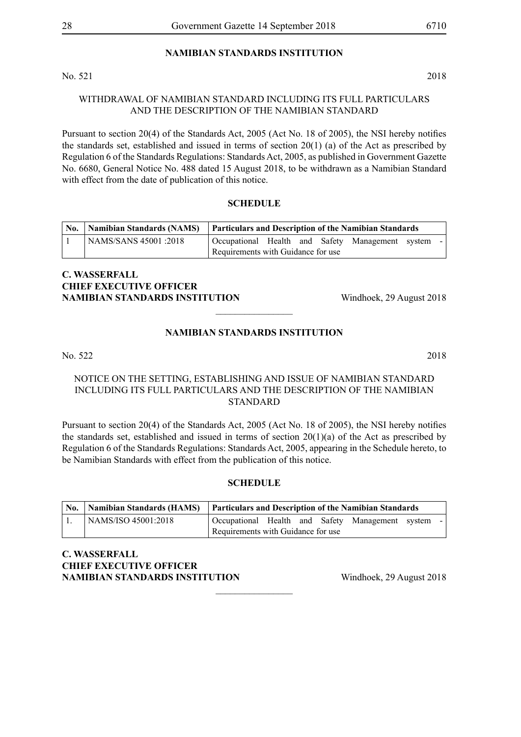## NAMIBIAN STANDARDS INSTITUTION

No. 521 2018

WITHDRAWAL OF NAMIBIAN STANDARD INCLUDING ITS FULL PARTICULARS AND THE DESCRIPTION OF THE NAMIBIAN STANDARD

Pursuant to section 20(4) of the Standards Act, 2005 (Act No. 18 of 2005), the NSI hereby notifies the standards set, established and issued in terms of section 20(1) (a) of the Act as prescribed by Regulation 6 of the Standards Regulations: Standards Act, 2005, as published in Government Gazette No. 6680, General Notice No. 488 dated 15 August 2018, to be withdrawn as a Namibian Standard with effect from the date of publication of this notice.

**SCHEDULE**

| No. | Namibian Standards (NAMS) | Particulars and Description of the Namibian Standards |
|---|---|---|
| 1 | NAMS/SANS 45001 :2018 | Occupational Health and Safety Management system - Requirements with Guidance for use |

**C. WASSERFALL**
**CHIEF EXECUTIVE OFFICER**
**NAMIBIAN STANDARDS INSTITUTION** Windhoek, 29 August 2018

## NAMIBIAN STANDARDS INSTITUTION

No. 522 2018

NOTICE ON THE SETTING, ESTABLISHING AND ISSUE OF NAMIBIAN STANDARD INCLUDING ITS FULL PARTICULARS AND THE DESCRIPTION OF THE NAMIBIAN STANDARD

Pursuant to section 20(4) of the Standards Act, 2005 (Act No. 18 of 2005), the NSI hereby notifies the standards set, established and issued in terms of section 20(1)(a) of the Act as prescribed by Regulation 6 of the Standards Regulations: Standards Act, 2005, appearing in the Schedule hereto, to be Namibian Standards with effect from the publication of this notice.

**SCHEDULE**

| No. | Namibian Standards (HAMS) | Particulars and Description of the Namibian Standards |
|---|---|---|
| 1. | NAMS/ISO 45001:2018 | Occupational Health and Safety Management system - Requirements with Guidance for use |

**C. WASSERFALL**
**CHIEF EXECUTIVE OFFICER**
**NAMIBIAN STANDARDS INSTITUTION** Windhoek, 29 August 2018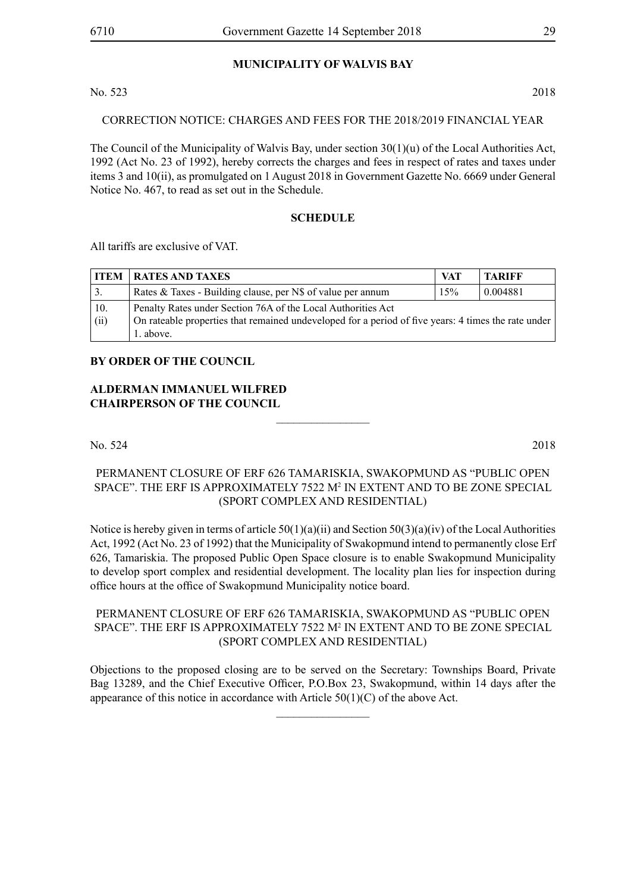**MUNICIPALITY OF WALVIS BAY**

No. 523 2018

CORRECTION NOTICE: CHARGES AND FEES FOR THE 2018/2019 FINANCIAL YEAR

The Council of the Municipality of Walvis Bay, under section 30(1)(u) of the Local Authorities Act, 1992 (Act No. 23 of 1992), hereby corrects the charges and fees in respect of rates and taxes under items 3 and 10(ii), as promulgated on 1 August 2018 in Government Gazette No. 6669 under General Notice No. 467, to read as set out in the Schedule.

**SCHEDULE**

All tariffs are exclusive of VAT.

| ITEM | RATES AND TAXES | VAT | TARIFF |
|---|---|---|---|
| 3. | Rates & Taxes - Building clause, per N$ of value per annum | 15% | 0.004881 |
| 10. (ii) | Penalty Rates under Section 76A of the Local Authorities Act<br>On rateable properties that remained undeveloped for a period of five years: 4 times the rate under 1. above. | | |

**BY ORDER OF THE COUNCIL**

**ALDERMAN IMMANUEL WILFRED**
**CHAIRPERSON OF THE COUNCIL**

---

No. 524 2018

PERMANENT CLOSURE OF ERF 626 TAMARISKIA, SWAKOPMUND AS "PUBLIC OPEN SPACE". THE ERF IS APPROXIMATELY 7522 $M^2$ IN EXTENT AND TO BE ZONE SPECIAL (SPORT COMPLEX AND RESIDENTIAL)

Notice is hereby given in terms of article 50(1)(a)(ii) and Section 50(3)(a)(iv) of the Local Authorities Act, 1992 (Act No. 23 of 1992) that the Municipality of Swakopmund intend to permanently close Erf 626, Tamariskia. The proposed Public Open Space closure is to enable Swakopmund Municipality to develop sport complex and residential development. The locality plan lies for inspection during office hours at the office of Swakopmund Municipality notice board.

PERMANENT CLOSURE OF ERF 626 TAMARISKIA, SWAKOPMUND AS "PUBLIC OPEN SPACE". THE ERF IS APPROXIMATELY 7522 $M^2$ IN EXTENT AND TO BE ZONE SPECIAL (SPORT COMPLEX AND RESIDENTIAL)

Objections to the proposed closing are to be served on the Secretary: Townships Board, Private Bag 13289, and the Chief Executive Officer, P.O.Box 23, Swakopmund, within 14 days after the appearance of this notice in accordance with Article 50(1)(C) of the above Act.

---